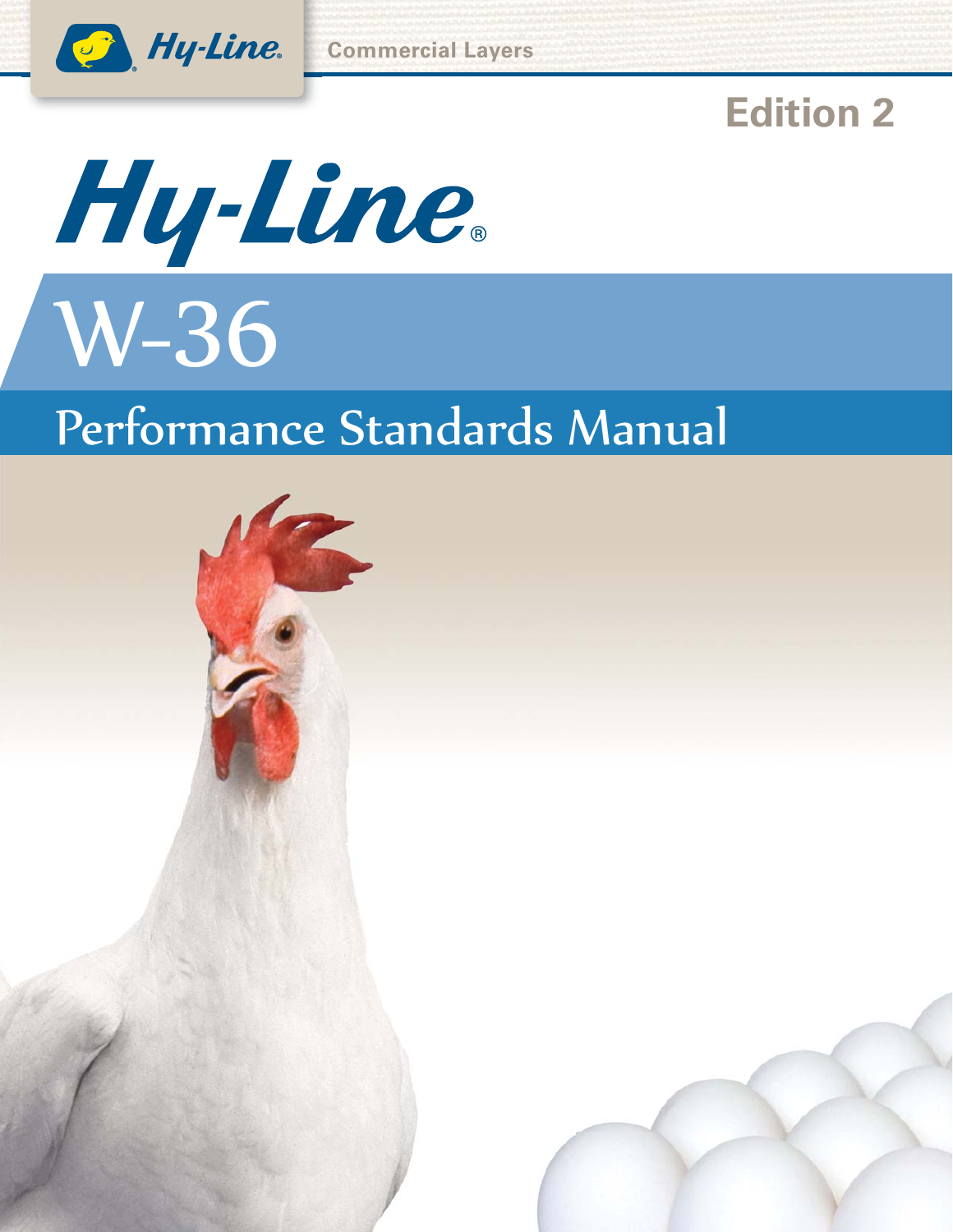Hy-Line® Commercial Layers

Edition 2

# Hy-Line®

# W-36

## Performance Standards Manual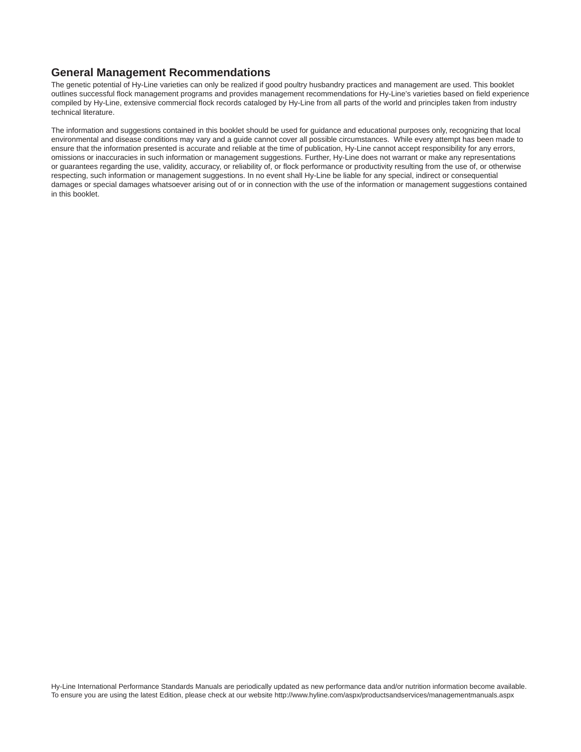## General Management Recommendations

The genetic potential of Hy-Line varieties can only be realized if good poultry husbandry practices and management are used. This booklet outlines successful flock management programs and provides management recommendations for Hy-Line's varieties based on field experience compiled by Hy-Line, extensive commercial flock records cataloged by Hy-Line from all parts of the world and principles taken from industry technical literature.

The information and suggestions contained in this booklet should be used for guidance and educational purposes only, recognizing that local environmental and disease conditions may vary and a guide cannot cover all possible circumstances. While every attempt has been made to ensure that the information presented is accurate and reliable at the time of publication, Hy-Line cannot accept responsibility for any errors, omissions or inaccuracies in such information or management suggestions. Further, Hy-Line does not warrant or make any representations or guarantees regarding the use, validity, accuracy, or reliability of, or flock performance or productivity resulting from the use of, or otherwise respecting, such information or management suggestions. In no event shall Hy-Line be liable for any special, indirect or consequential damages or special damages whatsoever arising out of or in connection with the use of the information or management suggestions contained in this booklet.

Hy-Line International Performance Standards Manuals are periodically updated as new performance data and/or nutrition information become available. To ensure you are using the latest Edition, please check at our website http://www.hyline.com/aspx/productsandservices/managementmanuals.aspx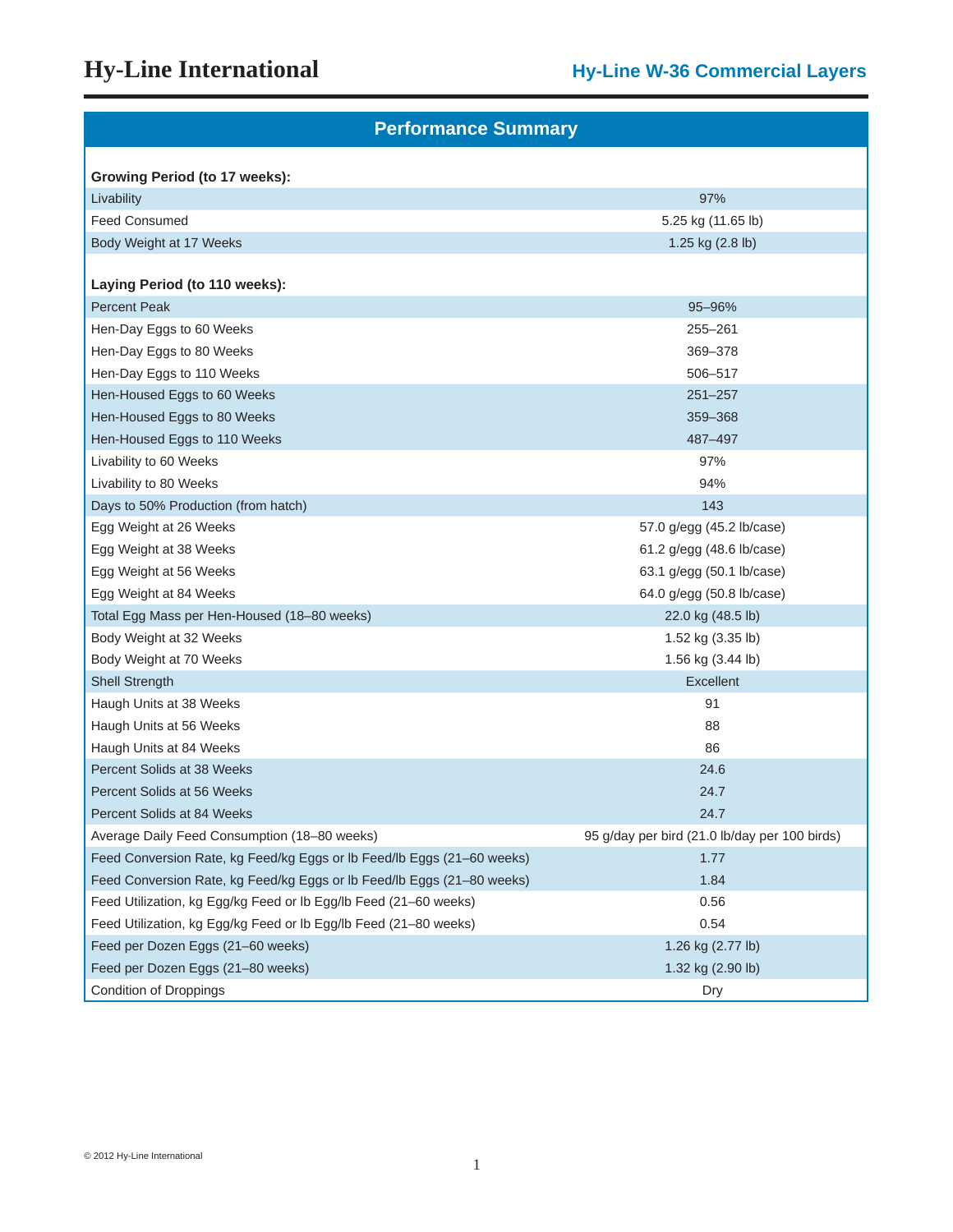## Performance Summary

| | |
|---|---|
| **Growing Period (to 17 weeks):** | |
| Livability | 97% |
| Feed Consumed | 5.25 kg (11.65 lb) |
| Body Weight at 17 Weeks | 1.25 kg (2.8 lb) |
| **Laying Period (to 110 weeks):** | |
| Percent Peak | 95–96% |
| Hen-Day Eggs to 60 Weeks | 255–261 |
| Hen-Day Eggs to 80 Weeks | 369–378 |
| Hen-Day Eggs to 110 Weeks | 506–517 |
| Hen-Housed Eggs to 60 Weeks | 251–257 |
| Hen-Housed Eggs to 80 Weeks | 359–368 |
| Hen-Housed Eggs to 110 Weeks | 487–497 |
| Livability to 60 Weeks | 97% |
| Livability to 80 Weeks | 94% |
| Days to 50% Production (from hatch) | 143 |
| Egg Weight at 26 Weeks | 57.0 g/egg (45.2 lb/case) |
| Egg Weight at 38 Weeks | 61.2 g/egg (48.6 lb/case) |
| Egg Weight at 56 Weeks | 63.1 g/egg (50.1 lb/case) |
| Egg Weight at 84 Weeks | 64.0 g/egg (50.8 lb/case) |
| Total Egg Mass per Hen-Housed (18–80 weeks) | 22.0 kg (48.5 lb) |
| Body Weight at 32 Weeks | 1.52 kg (3.35 lb) |
| Body Weight at 70 Weeks | 1.56 kg (3.44 lb) |
| Shell Strength | Excellent |
| Haugh Units at 38 Weeks | 91 |
| Haugh Units at 56 Weeks | 88 |
| Haugh Units at 84 Weeks | 86 |
| Percent Solids at 38 Weeks | 24.6 |
| Percent Solids at 56 Weeks | 24.7 |
| Percent Solids at 84 Weeks | 24.7 |
| Average Daily Feed Consumption (18–80 weeks) | 95 g/day per bird (21.0 lb/day per 100 birds) |
| Feed Conversion Rate, kg Feed/kg Eggs or lb Feed/lb Eggs (21–60 weeks) | 1.77 |
| Feed Conversion Rate, kg Feed/kg Eggs or lb Feed/lb Eggs (21–80 weeks) | 1.84 |
| Feed Utilization, kg Egg/kg Feed or lb Egg/lb Feed (21–60 weeks) | 0.56 |
| Feed Utilization, kg Egg/kg Feed or lb Egg/lb Feed (21–80 weeks) | 0.54 |
| Feed per Dozen Eggs (21–60 weeks) | 1.26 kg (2.77 lb) |
| Feed per Dozen Eggs (21–80 weeks) | 1.32 kg (2.90 lb) |
| Condition of Droppings | Dry |

© 2012 Hy-Line International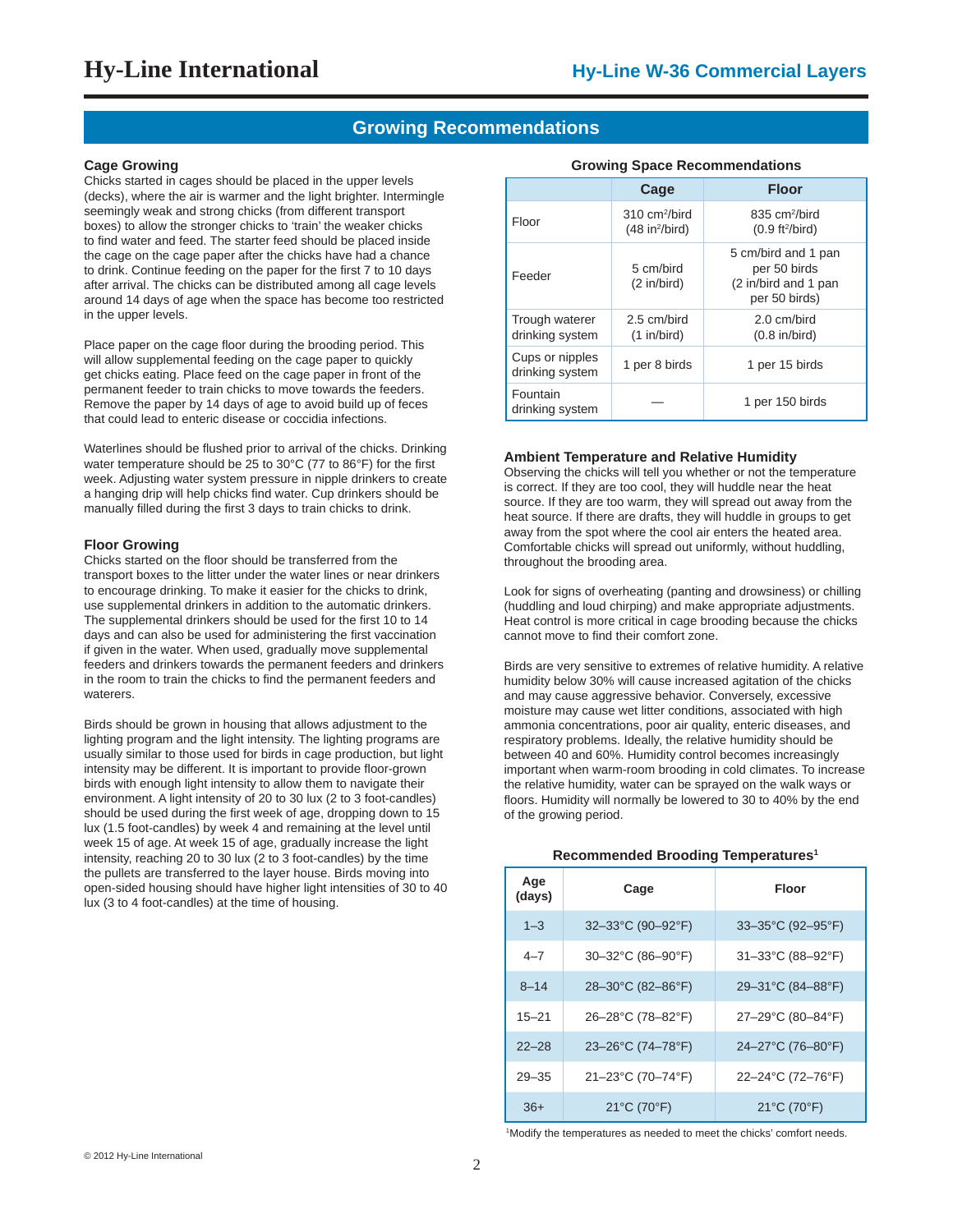## Growing Recommendations

### Cage Growing

Chicks started in cages should be placed in the upper levels (decks), where the air is warmer and the light brighter. Intermingle seemingly weak and strong chicks (from different transport boxes) to allow the stronger chicks to 'train' the weaker chicks to find water and feed. The starter feed should be placed inside the cage on the cage paper after the chicks have had a chance to drink. Continue feeding on the paper for the first 7 to 10 days after arrival. The chicks can be distributed among all cage levels around 14 days of age when the space has become too restricted in the upper levels.

Place paper on the cage floor during the brooding period. This will allow supplemental feeding on the cage paper to quickly get chicks eating. Place feed on the cage paper in front of the permanent feeder to train chicks to move towards the feeders. Remove the paper by 14 days of age to avoid build up of feces that could lead to enteric disease or coccidia infections.

Waterlines should be flushed prior to arrival of the chicks. Drinking water temperature should be 25 to 30°C (77 to 86°F) for the first week. Adjusting water system pressure in nipple drinkers to create a hanging drip will help chicks find water. Cup drinkers should be manually filled during the first 3 days to train chicks to drink.

### Floor Growing

Chicks started on the floor should be transferred from the transport boxes to the litter under the water lines or near drinkers to encourage drinking. To make it easier for the chicks to drink, use supplemental drinkers in addition to the automatic drinkers. The supplemental drinkers should be used for the first 10 to 14 days and can also be used for administering the first vaccination if given in the water. When used, gradually move supplemental feeders and drinkers towards the permanent feeders and drinkers in the room to train the chicks to find the permanent feeders and waterers.

Birds should be grown in housing that allows adjustment to the lighting program and the light intensity. The lighting programs are usually similar to those used for birds in cage production, but light intensity may be different. It is important to provide floor-grown birds with enough light intensity to allow them to navigate their environment. A light intensity of 20 to 30 lux (2 to 3 foot-candles) should be used during the first week of age, dropping down to 15 lux (1.5 foot-candles) by week 4 and remaining at the level until week 15 of age. At week 15 of age, gradually increase the light intensity, reaching 20 to 30 lux (2 to 3 foot-candles) by the time the pullets are transferred to the layer house. Birds moving into open-sided housing should have higher light intensities of 30 to 40 lux (3 to 4 foot-candles) at the time of housing.

**Growing Space Recommendations**

| | Cage | Floor |
|---|---|---|
| Floor | 310 cm²/bird (48 in²/bird) | 835 cm²/bird (0.9 ft²/bird) |
| Feeder | 5 cm/bird (2 in/bird) | 5 cm/bird and 1 pan per 50 birds (2 in/bird and 1 pan per 50 birds) |
| Trough waterer drinking system | 2.5 cm/bird (1 in/bird) | 2.0 cm/bird (0.8 in/bird) |
| Cups or nipples drinking system | 1 per 8 birds | 1 per 15 birds |
| Fountain drinking system | — | 1 per 150 birds |

### Ambient Temperature and Relative Humidity

Observing the chicks will tell you whether or not the temperature is correct. If they are too cool, they will huddle near the heat source. If they are too warm, they will spread out away from the heat source. If there are drafts, they will huddle in groups to get away from the spot where the cool air enters the heated area. Comfortable chicks will spread out uniformly, without huddling, throughout the brooding area.

Look for signs of overheating (panting and drowsiness) or chilling (huddling and loud chirping) and make appropriate adjustments. Heat control is more critical in cage brooding because the chicks cannot move to find their comfort zone.

Birds are very sensitive to extremes of relative humidity. A relative humidity below 30% will cause increased agitation of the chicks and may cause aggressive behavior. Conversely, excessive moisture may cause wet litter conditions, associated with high ammonia concentrations, poor air quality, enteric diseases, and respiratory problems. Ideally, the relative humidity should be between 40 and 60%. Humidity control becomes increasingly important when warm-room brooding in cold climates. To increase the relative humidity, water can be sprayed on the walk ways or floors. Humidity will normally be lowered to 30 to 40% by the end of the growing period.

**Recommended Brooding Temperatures[1]**

| Age (days) | Cage | Floor |
|---|---|---|
| 1–3 | 32–33°C (90–92°F) | 33–35°C (92–95°F) |
| 4–7 | 30–32°C (86–90°F) | 31–33°C (88–92°F) |
| 8–14 | 28–30°C (82–86°F) | 29–31°C (84–88°F) |
| 15–21 | 26–28°C (78–82°F) | 27–29°C (80–84°F) |
| 22–28 | 23–26°C (74–78°F) | 24–27°C (76–80°F) |
| 29–35 | 21–23°C (70–74°F) | 22–24°C (72–76°F) |
| 36+ | 21°C (70°F) | 21°C (70°F) |

[1] Modify the temperatures as needed to meet the chicks' comfort needs.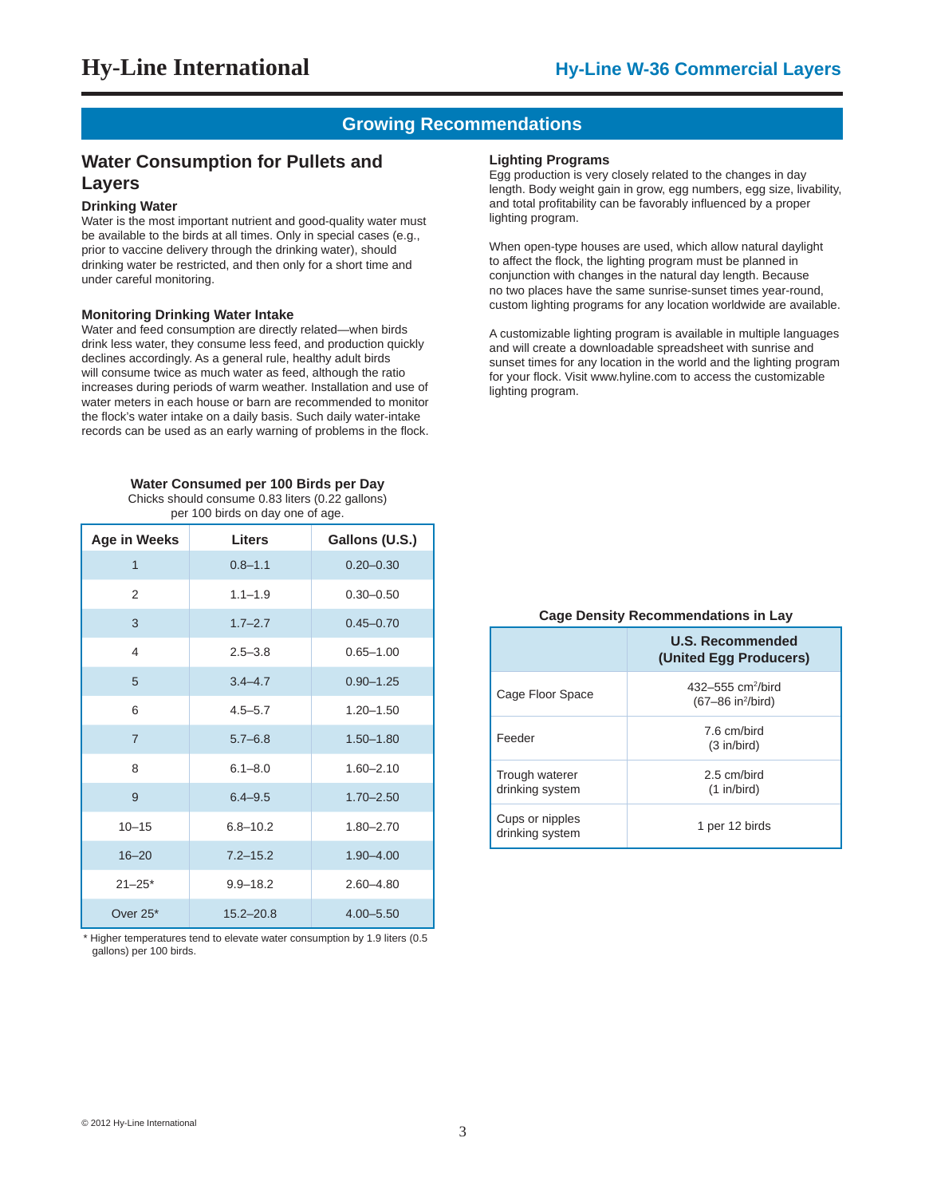## Growing Recommendations

### Water Consumption for Pullets and Layers

#### Drinking Water

Water is the most important nutrient and good-quality water must be available to the birds at all times. Only in special cases (e.g., prior to vaccine delivery through the drinking water), should drinking water be restricted, and then only for a short time and under careful monitoring.

#### Monitoring Drinking Water Intake

Water and feed consumption are directly related—when birds drink less water, they consume less feed, and production quickly declines accordingly. As a general rule, healthy adult birds will consume twice as much water as feed, although the ratio increases during periods of warm weather. Installation and use of water meters in each house or barn are recommended to monitor the flock's water intake on a daily basis. Such daily water-intake records can be used as an early warning of problems in the flock.

**Water Consumed per 100 Birds per Day**

Chicks should consume 0.83 liters (0.22 gallons) per 100 birds on day one of age.

| Age in Weeks | Liters | Gallons (U.S.) |
|---|---|---|
| 1 | 0.8–1.1 | 0.20–0.30 |
| 2 | 1.1–1.9 | 0.30–0.50 |
| 3 | 1.7–2.7 | 0.45–0.70 |
| 4 | 2.5–3.8 | 0.65–1.00 |
| 5 | 3.4–4.7 | 0.90–1.25 |
| 6 | 4.5–5.7 | 1.20–1.50 |
| 7 | 5.7–6.8 | 1.50–1.80 |
| 8 | 6.1–8.0 | 1.60–2.10 |
| 9 | 6.4–9.5 | 1.70–2.50 |
| 10–15 | 6.8–10.2 | 1.80–2.70 |
| 16–20 | 7.2–15.2 | 1.90–4.00 |
| 21–25* | 9.9–18.2 | 2.60–4.80 |
| Over 25* | 15.2–20.8 | 4.00–5.50 |

\* Higher temperatures tend to elevate water consumption by 1.9 liters (0.5 gallons) per 100 birds.

#### Lighting Programs

Egg production is very closely related to the changes in day length. Body weight gain in grow, egg numbers, egg size, livability, and total profitability can be favorably influenced by a proper lighting program.

When open-type houses are used, which allow natural daylight to affect the flock, the lighting program must be planned in conjunction with changes in the natural day length. Because no two places have the same sunrise-sunset times year-round, custom lighting programs for any location worldwide are available.

A customizable lighting program is available in multiple languages and will create a downloadable spreadsheet with sunrise and sunset times for any location in the world and the lighting program for your flock. Visit www.hyline.com to access the customizable lighting program.

**Cage Density Recommendations in Lay**

| | U.S. Recommended (United Egg Producers) |
|---|---|
| Cage Floor Space | 432–555 $cm^2$/bird (67–86 $in^2$/bird) |
| Feeder | 7.6 cm/bird (3 in/bird) |
| Trough waterer drinking system | 2.5 cm/bird (1 in/bird) |
| Cups or nipples drinking system | 1 per 12 birds |

© 2012 Hy-Line International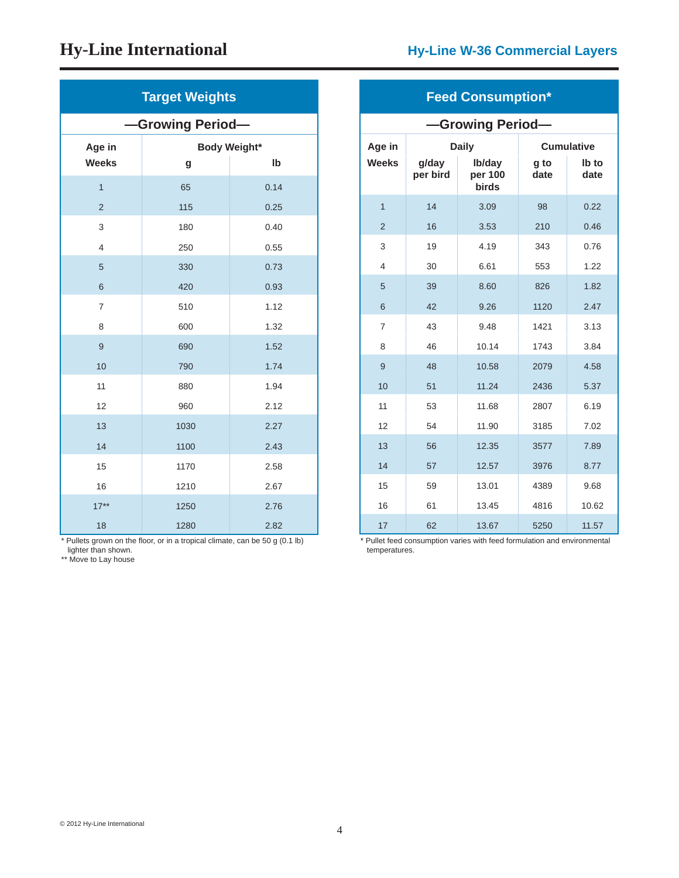## Target Weights

### —Growing Period—

| Age in Weeks | Body Weight* g | Body Weight* lb |
|---|---|---|
| 1 | 65 | 0.14 |
| 2 | 115 | 0.25 |
| 3 | 180 | 0.40 |
| 4 | 250 | 0.55 |
| 5 | 330 | 0.73 |
| 6 | 420 | 0.93 |
| 7 | 510 | 1.12 |
| 8 | 600 | 1.32 |
| 9 | 690 | 1.52 |
| 10 | 790 | 1.74 |
| 11 | 880 | 1.94 |
| 12 | 960 | 2.12 |
| 13 | 1030 | 2.27 |
| 14 | 1100 | 2.43 |
| 15 | 1170 | 2.58 |
| 16 | 1210 | 2.67 |
| 17** | 1250 | 2.76 |
| 18 | 1280 | 2.82 |

\* Pullets grown on the floor, or in a tropical climate, can be 50 g (0.1 lb) lighter than shown.
** Move to Lay house

## Feed Consumption*

### —Growing Period—

| Age in Weeks | Daily | | Cumulative | |
|---|---|---|---|---|
| | g/day per bird | lb/day per 100 birds | g to date | lb to date |
| 1 | 14 | 3.09 | 98 | 0.22 |
| 2 | 16 | 3.53 | 210 | 0.46 |
| 3 | 19 | 4.19 | 343 | 0.76 |
| 4 | 30 | 6.61 | 553 | 1.22 |
| 5 | 39 | 8.60 | 826 | 1.82 |
| 6 | 42 | 9.26 | 1120 | 2.47 |
| 7 | 43 | 9.48 | 1421 | 3.13 |
| 8 | 46 | 10.14 | 1743 | 3.84 |
| 9 | 48 | 10.58 | 2079 | 4.58 |
| 10 | 51 | 11.24 | 2436 | 5.37 |
| 11 | 53 | 11.68 | 2807 | 6.19 |
| 12 | 54 | 11.90 | 3185 | 7.02 |
| 13 | 56 | 12.35 | 3577 | 7.89 |
| 14 | 57 | 12.57 | 3976 | 8.77 |
| 15 | 59 | 13.01 | 4389 | 9.68 |
| 16 | 61 | 13.45 | 4816 | 10.62 |
| 17 | 62 | 13.67 | 5250 | 11.57 |

\* Pullet feed consumption varies with feed formulation and environmental temperatures.

© 2012 Hy-Line International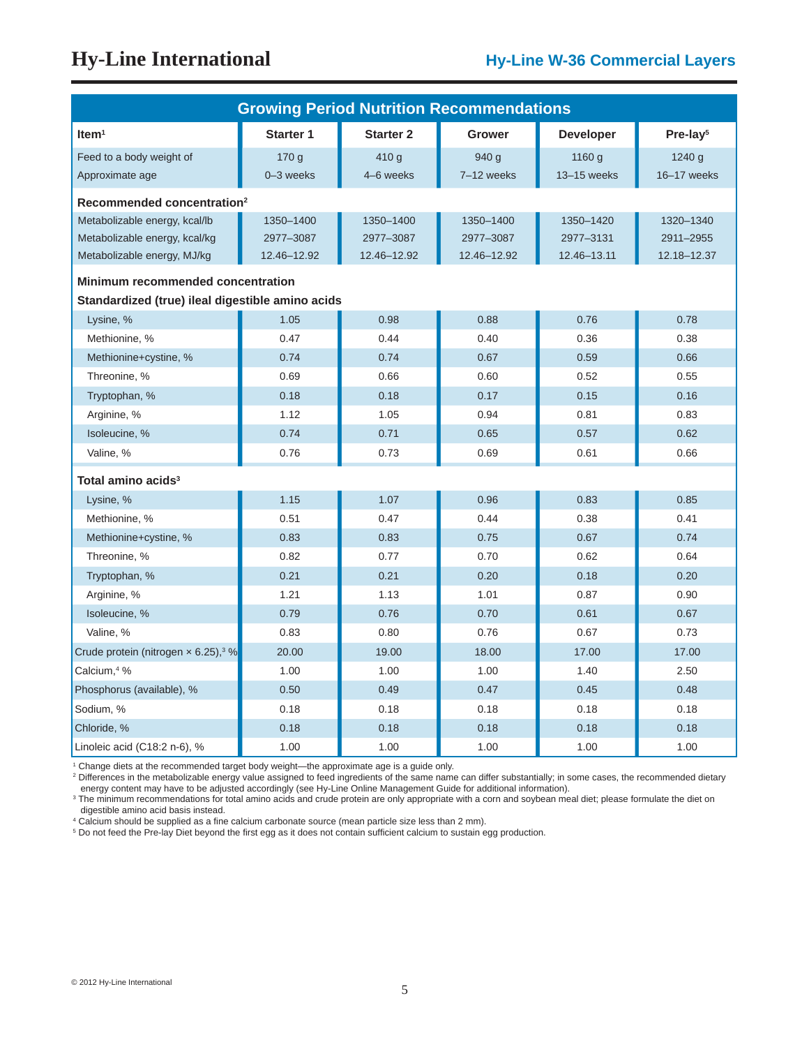## Growing Period Nutrition Recommendations

| Item[1] | Starter 1 | Starter 2 | Grower | Developer | Pre-lay[5] |
|---|---|---|---|---|---|
| Feed to a body weight of | 170 g | 410 g | 940 g | 1160 g | 1240 g |
| Approximate age | 0–3 weeks | 4–6 weeks | 7–12 weeks | 13–15 weeks | 16–17 weeks |
| **Recommended concentration[2]** | | | | | |
| Metabolizable energy, kcal/lb | 1350–1400 | 1350–1400 | 1350–1400 | 1350–1420 | 1320–1340 |
| Metabolizable energy, kcal/kg | 2977–3087 | 2977–3087 | 2977–3087 | 2977–3131 | 2911–2955 |
| Metabolizable energy, MJ/kg | 12.46–12.92 | 12.46–12.92 | 12.46–12.92 | 12.46–13.11 | 12.18–12.37 |
| **Minimum recommended concentration** | | | | | |
| **Standardized (true) ileal digestible amino acids** | | | | | |
| Lysine, % | 1.05 | 0.98 | 0.88 | 0.76 | 0.78 |
| Methionine, % | 0.47 | 0.44 | 0.40 | 0.36 | 0.38 |
| Methionine+cystine, % | 0.74 | 0.74 | 0.67 | 0.59 | 0.66 |
| Threonine, % | 0.69 | 0.66 | 0.60 | 0.52 | 0.55 |
| Tryptophan, % | 0.18 | 0.18 | 0.17 | 0.15 | 0.16 |
| Arginine, % | 1.12 | 1.05 | 0.94 | 0.81 | 0.83 |
| Isoleucine, % | 0.74 | 0.71 | 0.65 | 0.57 | 0.62 |
| Valine, % | 0.76 | 0.73 | 0.69 | 0.61 | 0.66 |
| **Total amino acids[3]** | | | | | |
| Lysine, % | 1.15 | 1.07 | 0.96 | 0.83 | 0.85 |
| Methionine, % | 0.51 | 0.47 | 0.44 | 0.38 | 0.41 |
| Methionine+cystine, % | 0.83 | 0.83 | 0.75 | 0.67 | 0.74 |
| Threonine, % | 0.82 | 0.77 | 0.70 | 0.62 | 0.64 |
| Tryptophan, % | 0.21 | 0.21 | 0.20 | 0.18 | 0.20 |
| Arginine, % | 1.21 | 1.13 | 1.01 | 0.87 | 0.90 |
| Isoleucine, % | 0.79 | 0.76 | 0.70 | 0.61 | 0.67 |
| Valine, % | 0.83 | 0.80 | 0.76 | 0.67 | 0.73 |
| Crude protein (nitrogen × 6.25),[3] % | 20.00 | 19.00 | 18.00 | 17.00 | 17.00 |
| Calcium,[4] % | 1.00 | 1.00 | 1.00 | 1.40 | 2.50 |
| Phosphorus (available), % | 0.50 | 0.49 | 0.47 | 0.45 | 0.48 |
| Sodium, % | 0.18 | 0.18 | 0.18 | 0.18 | 0.18 |
| Chloride, % | 0.18 | 0.18 | 0.18 | 0.18 | 0.18 |
| Linoleic acid (C18:2 n-6), % | 1.00 | 1.00 | 1.00 | 1.00 | 1.00 |

[1] Change diets at the recommended target body weight—the approximate age is a guide only.
[2] Differences in the metabolizable energy value assigned to feed ingredients of the same name can differ substantially; in some cases, the recommended dietary energy content may have to be adjusted accordingly (see Hy-Line Online Management Guide for additional information).
[3] The minimum recommendations for total amino acids and crude protein are only appropriate with a corn and soybean meal diet; please formulate the diet on digestible amino acid basis instead.
[4] Calcium should be supplied as a fine calcium carbonate source (mean particle size less than 2 mm).
[5] Do not feed the Pre-lay Diet beyond the first egg as it does not contain sufficient calcium to sustain egg production.

© 2012 Hy-Line International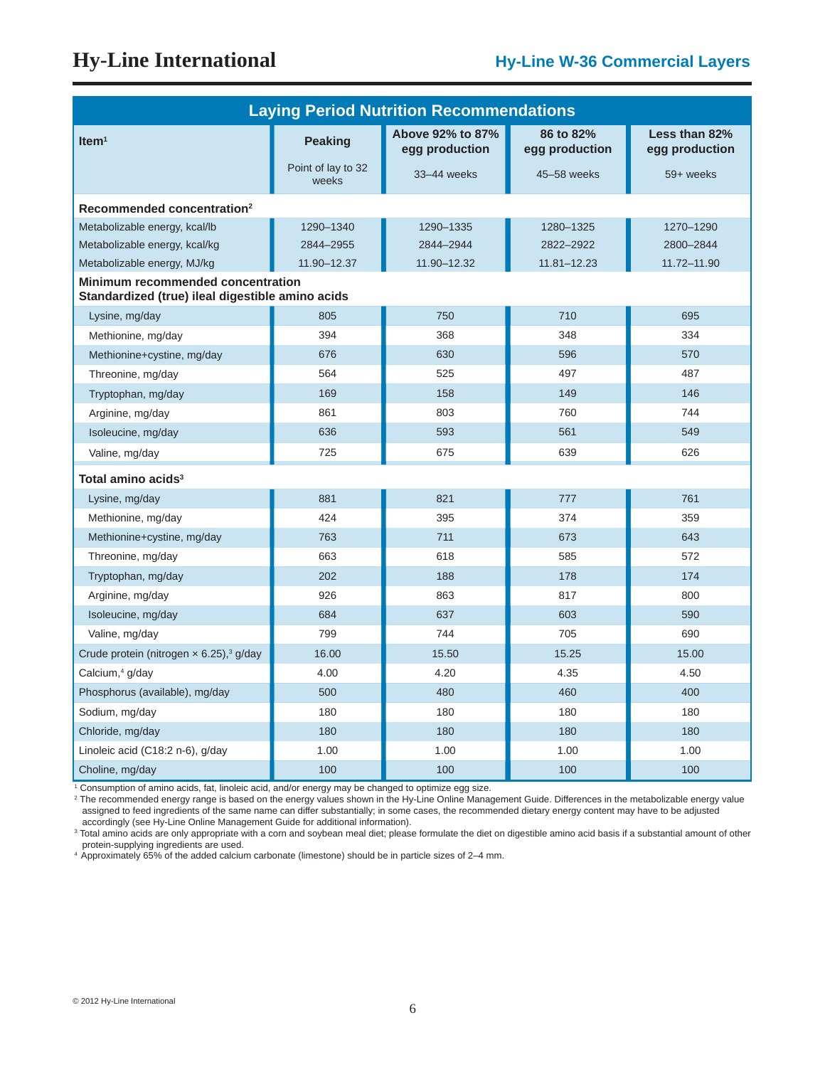## Laying Period Nutrition Recommendations

| Item[1] | Peaking<br>Point of lay to 32 weeks | Above 92% to 87% egg production<br>33–44 weeks | 86 to 82% egg production<br>45–58 weeks | Less than 82% egg production<br>59+ weeks |
|---|---|---|---|---|
| **Recommended concentration[2]** | | | | |
| Metabolizable energy, kcal/lb | 1290–1340 | 1290–1335 | 1280–1325 | 1270–1290 |
| Metabolizable energy, kcal/kg | 2844–2955 | 2844–2944 | 2822–2922 | 2800–2844 |
| Metabolizable energy, MJ/kg | 11.90–12.37 | 11.90–12.32 | 11.81–12.23 | 11.72–11.90 |
| **Minimum recommended concentration Standardized (true) ileal digestible amino acids** | | | | |
| Lysine, mg/day | 805 | 750 | 710 | 695 |
| Methionine, mg/day | 394 | 368 | 348 | 334 |
| Methionine+cystine, mg/day | 676 | 630 | 596 | 570 |
| Threonine, mg/day | 564 | 525 | 497 | 487 |
| Tryptophan, mg/day | 169 | 158 | 149 | 146 |
| Arginine, mg/day | 861 | 803 | 760 | 744 |
| Isoleucine, mg/day | 636 | 593 | 561 | 549 |
| Valine, mg/day | 725 | 675 | 639 | 626 |
| **Total amino acids[3]** | | | | |
| Lysine, mg/day | 881 | 821 | 777 | 761 |
| Methionine, mg/day | 424 | 395 | 374 | 359 |
| Methionine+cystine, mg/day | 763 | 711 | 673 | 643 |
| Threonine, mg/day | 663 | 618 | 585 | 572 |
| Tryptophan, mg/day | 202 | 188 | 178 | 174 |
| Arginine, mg/day | 926 | 863 | 817 | 800 |
| Isoleucine, mg/day | 684 | 637 | 603 | 590 |
| Valine, mg/day | 799 | 744 | 705 | 690 |
| Crude protein (nitrogen × 6.25),[3] g/day | 16.00 | 15.50 | 15.25 | 15.00 |
| Calcium,[4] g/day | 4.00 | 4.20 | 4.35 | 4.50 |
| Phosphorus (available), mg/day | 500 | 480 | 460 | 400 |
| Sodium, mg/day | 180 | 180 | 180 | 180 |
| Chloride, mg/day | 180 | 180 | 180 | 180 |
| Linoleic acid (C18:2 n-6), g/day | 1.00 | 1.00 | 1.00 | 1.00 |
| Choline, mg/day | 100 | 100 | 100 | 100 |

[1] Consumption of amino acids, fat, linoleic acid, and/or energy may be changed to optimize egg size.
[2] The recommended energy range is based on the energy values shown in the Hy-Line Online Management Guide. Differences in the metabolizable energy value assigned to feed ingredients of the same name can differ substantially; in some cases, the recommended dietary energy content may have to be adjusted accordingly (see Hy-Line Online Management Guide for additional information).
[3] Total amino acids are only appropriate with a corn and soybean meal diet; please formulate the diet on digestible amino acid basis if a substantial amount of other protein-supplying ingredients are used.
[4] Approximately 65% of the added calcium carbonate (limestone) should be in particle sizes of 2–4 mm.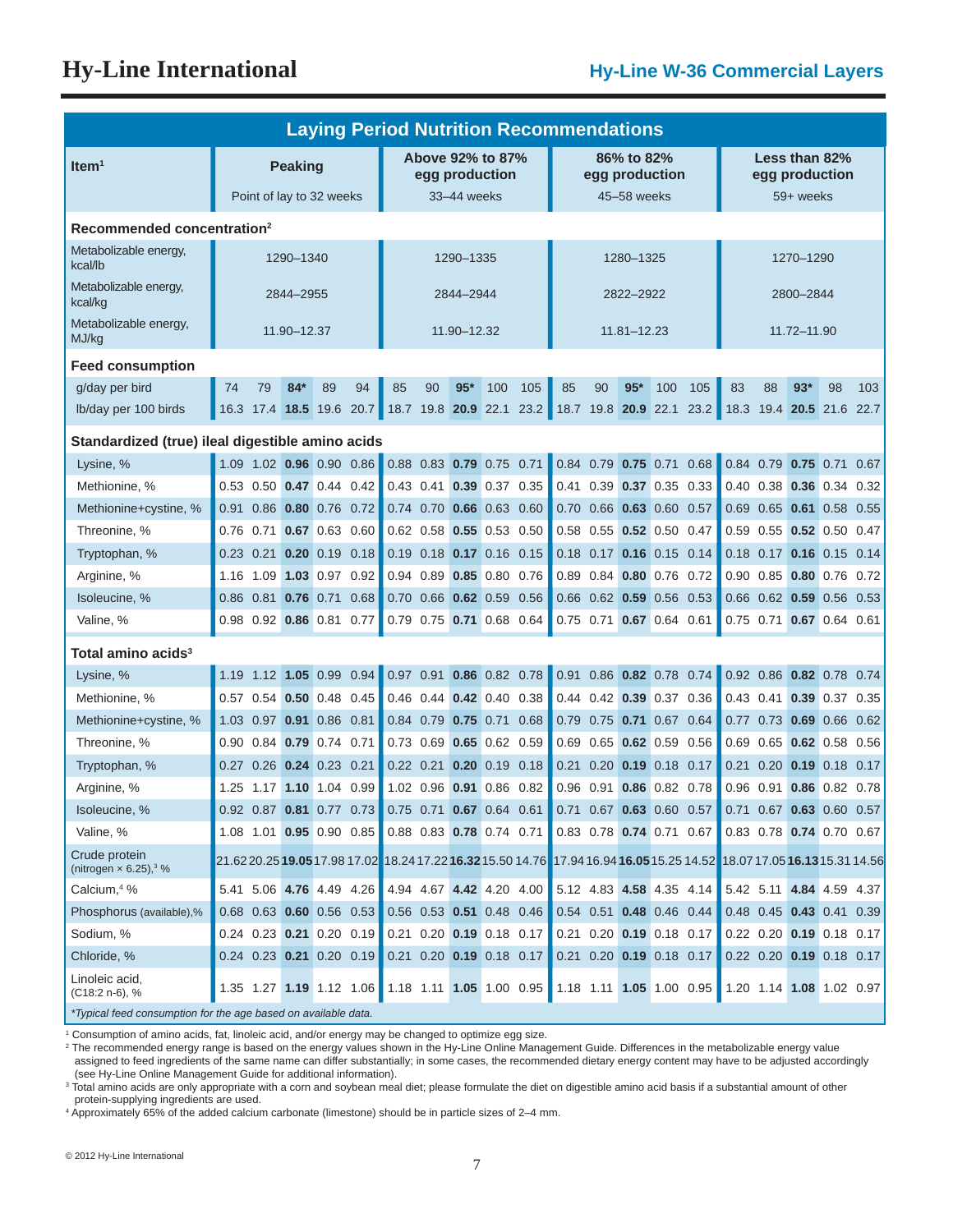# Hy-Line International

## Hy-Line W-36 Commercial Layers

| Laying Period Nutrition Recommendations | | | | | | | | | | | | | | | | | | | | |
|---|---|---|---|---|---|---|---|---|---|---|---|---|---|---|---|---|---|---|---|---|
| Item[1] | Peaking | | | | | Above 92% to 87% egg production | | | | | 86% to 82% egg production | | | | | Less than 82% egg production | | | | |
| | Point of lay to 32 weeks | | | | | 33–44 weeks | | | | | 45–58 weeks | | | | | 59+ weeks | | | | |
| **Recommended concentration[2]** | | | | | | | | | | | | | | | | | | | | |
| Metabolizable energy, kcal/lb | 1290–1340 | | | | | 1290–1335 | | | | | 1280–1325 | | | | | 1270–1290 | | | | |
| Metabolizable energy, kcal/kg | 2844–2955 | | | | | 2844–2944 | | | | | 2822–2922 | | | | | 2800–2844 | | | | |
| Metabolizable energy, MJ/kg | 11.90–12.37 | | | | | 11.90–12.32 | | | | | 11.81–12.23 | | | | | 11.72–11.90 | | | | |
| **Feed consumption** | | | | | | | | | | | | | | | | | | | | |
| g/day per bird | 74 | 79 | **84*** | 89 | 94 | 85 | 90 | **95*** | 100 | 105 | 85 | 90 | **95*** | 100 | 105 | 83 | 88 | **93*** | 98 | 103 |
| lb/day per 100 birds | 16.3 | 17.4 | **18.5** | 19.6 | 20.7 | 18.7 | 19.8 | **20.9** | 22.1 | 23.2 | 18.7 | 19.8 | **20.9** | 22.1 | 23.2 | 18.3 | 19.4 | **20.5** | 21.6 | 22.7 |
| **Standardized (true) ileal digestible amino acids** | | | | | | | | | | | | | | | | | | | | |
| Lysine, % | 1.09 | 1.02 | **0.96** | 0.90 | 0.86 | 0.88 | 0.83 | **0.79** | 0.75 | 0.71 | 0.84 | 0.79 | **0.75** | 0.71 | 0.68 | 0.84 | 0.79 | **0.75** | 0.71 | 0.67 |
| Methionine, % | 0.53 | 0.50 | **0.47** | 0.44 | 0.42 | 0.43 | 0.41 | **0.39** | 0.37 | 0.35 | 0.41 | 0.39 | **0.37** | 0.35 | 0.33 | 0.40 | 0.38 | **0.36** | 0.34 | 0.32 |
| Methionine+cystine, % | 0.91 | 0.86 | **0.80** | 0.76 | 0.72 | 0.74 | 0.70 | **0.66** | 0.63 | 0.60 | 0.70 | 0.66 | **0.63** | 0.60 | 0.57 | 0.69 | 0.65 | **0.61** | 0.58 | 0.55 |
| Threonine, % | 0.76 | 0.71 | **0.67** | 0.63 | 0.60 | 0.62 | 0.58 | **0.55** | 0.53 | 0.50 | 0.58 | 0.55 | **0.52** | 0.50 | 0.47 | 0.59 | 0.55 | **0.52** | 0.50 | 0.47 |
| Tryptophan, % | 0.23 | 0.21 | **0.20** | 0.19 | 0.18 | 0.19 | 0.18 | **0.17** | 0.16 | 0.15 | 0.18 | 0.17 | **0.16** | 0.15 | 0.14 | 0.18 | 0.17 | **0.16** | 0.15 | 0.14 |
| Arginine, % | 1.16 | 1.09 | **1.03** | 0.97 | 0.92 | 0.94 | 0.89 | **0.85** | 0.80 | 0.76 | 0.89 | 0.84 | **0.80** | 0.76 | 0.72 | 0.90 | 0.85 | **0.80** | 0.76 | 0.72 |
| Isoleucine, % | 0.86 | 0.81 | **0.76** | 0.71 | 0.68 | 0.70 | 0.66 | **0.62** | 0.59 | 0.56 | 0.66 | 0.62 | **0.59** | 0.56 | 0.53 | 0.66 | 0.62 | **0.59** | 0.56 | 0.53 |
| Valine, % | 0.98 | 0.92 | **0.86** | 0.81 | 0.77 | 0.79 | 0.75 | **0.71** | 0.68 | 0.64 | 0.75 | 0.71 | **0.67** | 0.64 | 0.61 | 0.75 | 0.71 | **0.67** | 0.64 | 0.61 |
| **Total amino acids[3]** | | | | | | | | | | | | | | | | | | | | |
| Lysine, % | 1.19 | 1.12 | **1.05** | 0.99 | 0.94 | 0.97 | 0.91 | **0.86** | 0.82 | 0.78 | 0.91 | 0.86 | **0.82** | 0.78 | 0.74 | 0.92 | 0.86 | **0.82** | 0.78 | 0.74 |
| Methionine, % | 0.57 | 0.54 | **0.50** | 0.48 | 0.45 | 0.46 | 0.44 | **0.42** | 0.40 | 0.38 | 0.44 | 0.42 | **0.39** | 0.37 | 0.36 | 0.43 | 0.41 | **0.39** | 0.37 | 0.35 |
| Methionine+cystine, % | 1.03 | 0.97 | **0.91** | 0.86 | 0.81 | 0.84 | 0.79 | **0.75** | 0.71 | 0.68 | 0.79 | 0.75 | **0.71** | 0.67 | 0.64 | 0.77 | 0.73 | **0.69** | 0.66 | 0.62 |
| Threonine, % | 0.90 | 0.84 | **0.79** | 0.74 | 0.71 | 0.73 | 0.69 | **0.65** | 0.62 | 0.59 | 0.69 | 0.65 | **0.62** | 0.59 | 0.56 | 0.69 | 0.65 | **0.62** | 0.58 | 0.56 |
| Tryptophan, % | 0.27 | 0.26 | **0.24** | 0.23 | 0.21 | 0.22 | 0.21 | **0.20** | 0.19 | 0.18 | 0.21 | 0.20 | **0.19** | 0.18 | 0.17 | 0.21 | 0.20 | **0.19** | 0.18 | 0.17 |
| Arginine, % | 1.25 | 1.17 | **1.10** | 1.04 | 0.99 | 1.02 | 0.96 | **0.91** | 0.86 | 0.82 | 0.96 | 0.91 | **0.86** | 0.82 | 0.78 | 0.96 | 0.91 | **0.86** | 0.82 | 0.78 |
| Isoleucine, % | 0.92 | 0.87 | **0.81** | 0.77 | 0.73 | 0.75 | 0.71 | **0.67** | 0.64 | 0.61 | 0.71 | 0.67 | **0.63** | 0.60 | 0.57 | 0.71 | 0.67 | **0.63** | 0.60 | 0.57 |
| Valine, % | 1.08 | 1.01 | **0.95** | 0.90 | 0.85 | 0.88 | 0.83 | **0.78** | 0.74 | 0.71 | 0.83 | 0.78 | **0.74** | 0.71 | 0.67 | 0.83 | 0.78 | **0.74** | 0.70 | 0.67 |
| Crude protein (nitrogen × 6.25),[3] % | 21.62 | 20.25 | **19.05** | 17.98 | 17.02 | 18.24 | 17.22 | **16.32** | 15.50 | 14.76 | 17.94 | 16.94 | **16.05** | 15.25 | 14.52 | 18.07 | 17.05 | **16.13** | 15.31 | 14.56 |
| Calcium,[4] % | 5.41 | 5.06 | **4.76** | 4.49 | 4.26 | 4.94 | 4.67 | **4.42** | 4.20 | 4.00 | 5.12 | 4.83 | **4.58** | 4.35 | 4.14 | 5.42 | 5.11 | **4.84** | 4.59 | 4.37 |
| Phosphorus (available),% | 0.68 | 0.63 | **0.60** | 0.56 | 0.53 | 0.56 | 0.53 | **0.51** | 0.48 | 0.46 | 0.54 | 0.51 | **0.48** | 0.46 | 0.44 | 0.48 | 0.45 | **0.43** | 0.41 | 0.39 |
| Sodium, % | 0.24 | 0.23 | **0.21** | 0.20 | 0.19 | 0.21 | 0.20 | **0.19** | 0.18 | 0.17 | 0.21 | 0.20 | **0.19** | 0.18 | 0.17 | 0.22 | 0.20 | **0.19** | 0.18 | 0.17 |
| Chloride, % | 0.24 | 0.23 | **0.21** | 0.20 | 0.19 | 0.21 | 0.20 | **0.19** | 0.18 | 0.17 | 0.21 | 0.20 | **0.19** | 0.18 | 0.17 | 0.22 | 0.20 | **0.19** | 0.18 | 0.17 |
| Linoleic acid, (C18:2 n-6), % | 1.35 | 1.27 | **1.19** | 1.12 | 1.06 | 1.18 | 1.11 | **1.05** | 1.00 | 0.95 | 1.18 | 1.11 | **1.05** | 1.00 | 0.95 | 1.20 | 1.14 | **1.08** | 1.02 | 0.97 |

*Typical feed consumption for the age based on available data.

[1] Consumption of amino acids, fat, linoleic acid, and/or energy may be changed to optimize egg size.
[2] The recommended energy range is based on the energy values shown in the Hy-Line Online Management Guide. Differences in the metabolizable energy value assigned to feed ingredients of the same name can differ substantially; in some cases, the recommended dietary energy content may have to be adjusted accordingly (see Hy-Line Online Management Guide for additional information).
[3] Total amino acids are only appropriate with a corn and soybean meal diet; please formulate the diet on digestible amino acid basis if a substantial amount of other protein-supplying ingredients are used.
[4] Approximately 65% of the added calcium carbonate (limestone) should be in particle sizes of 2–4 mm.

© 2012 Hy-Line International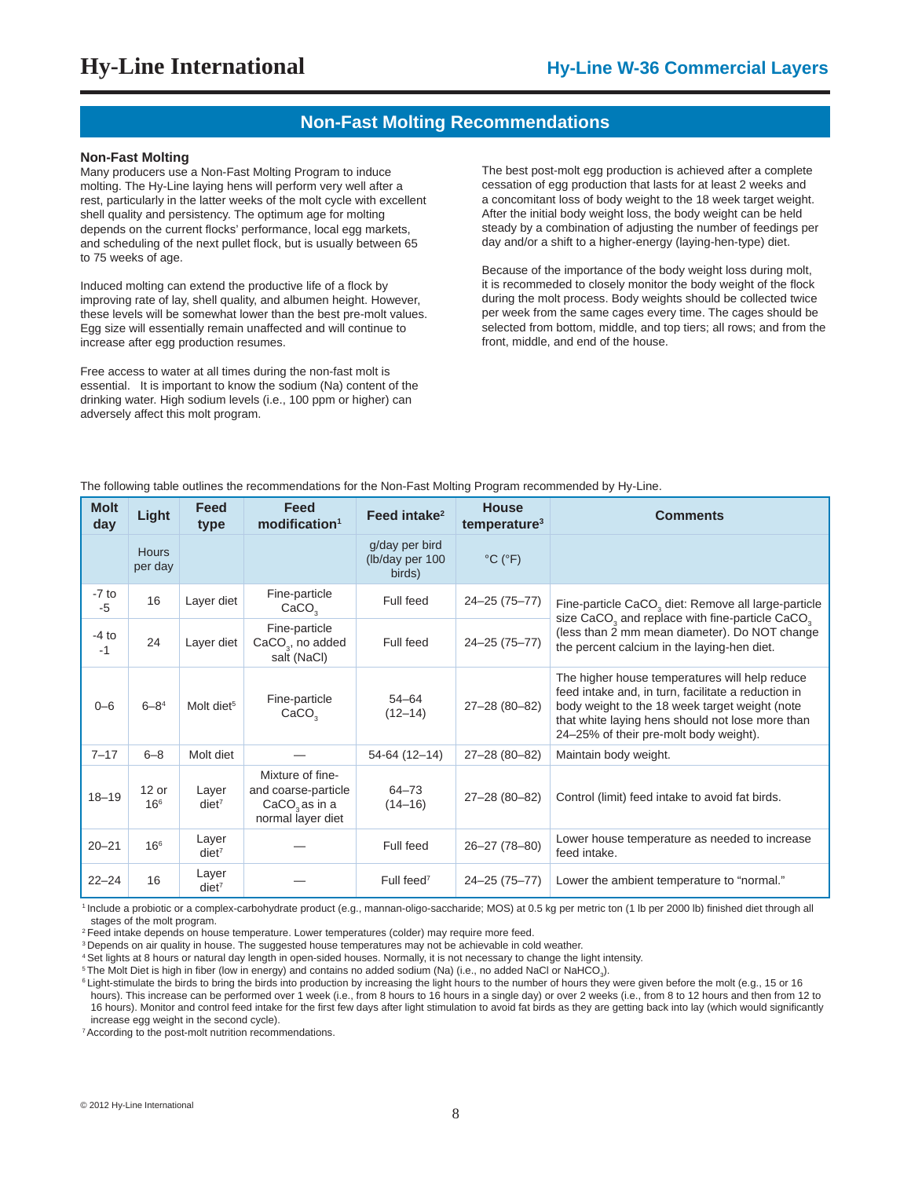## Non-Fast Molting Recommendations

### Non-Fast Molting

Many producers use a Non-Fast Molting Program to induce molting. The Hy-Line laying hens will perform very well after a rest, particularly in the latter weeks of the molt cycle with excellent shell quality and persistency. The optimum age for molting depends on the current flocks' performance, local egg markets, and scheduling of the next pullet flock, but is usually between 65 to 75 weeks of age.

Induced molting can extend the productive life of a flock by improving rate of lay, shell quality, and albumen height. However, these levels will be somewhat lower than the best pre-molt values. Egg size will essentially remain unaffected and will continue to increase after egg production resumes.

Free access to water at all times during the non-fast molt is essential. It is important to know the sodium (Na) content of the drinking water. High sodium levels (i.e., 100 ppm or higher) can adversely affect this molt program.

The best post-molt egg production is achieved after a complete cessation of egg production that lasts for at least 2 weeks and a concomitant loss of body weight to the 18 week target weight. After the initial body weight loss, the body weight can be held steady by a combination of adjusting the number of feedings per day and/or a shift to a higher-energy (laying-hen-type) diet.

Because of the importance of the body weight loss during molt, it is recommeded to closely monitor the body weight of the flock during the molt process. Body weights should be collected twice per week from the same cages every time. The cages should be selected from bottom, middle, and top tiers; all rows; and from the front, middle, and end of the house.

The following table outlines the recommendations for the Non-Fast Molting Program recommended by Hy-Line.

| Molt day | Light | Feed type | Feed modification[1] | Feed intake[2] | House temperature[3] | Comments |
|---|---|---|---|---|---|---|
| | Hours per day | | | g/day per bird (lb/day per 100 birds) | °C (°F) | |
| -7 to -5 | 16 | Layer diet | Fine-particle $CaCO_3$ | Full feed | 24–25 (75–77) | Fine-particle $CaCO_3$ diet: Remove all large-particle size $CaCO_3$ and replace with fine-particle $CaCO_3$ (less than 2 mm mean diameter). Do NOT change the percent calcium in the laying-hen diet. |
| -4 to -1 | 24 | Layer diet | Fine-particle $CaCO_3$, no added salt (NaCl) | Full feed | 24–25 (75–77) | |
| 0–6 | 6–8[4] | Molt diet[5] | Fine-particle $CaCO_3$ | 54–64 (12–14) | 27–28 (80–82) | The higher house temperatures will help reduce feed intake and, in turn, facilitate a reduction in body weight to the 18 week target weight (note that white laying hens should not lose more than 24–25% of their pre-molt body weight). |
| 7–17 | 6–8 | Molt diet | — | 54-64 (12–14) | 27–28 (80–82) | Maintain body weight. |
| 18–19 | 12 or 16[6] | Layer diet[7] | Mixture of fine- and coarse-particle $CaCO_3$ as in a normal layer diet | 64–73 (14–16) | 27–28 (80–82) | Control (limit) feed intake to avoid fat birds. |
| 20–21 | 16[6] | Layer diet[7] | — | Full feed | 26–27 (78–80) | Lower house temperature as needed to increase feed intake. |
| 22–24 | 16 | Layer diet[7] | — | Full feed[7] | 24–25 (75–77) | Lower the ambient temperature to "normal." |

[1] Include a probiotic or a complex-carbohydrate product (e.g., mannan-oligo-saccharide; MOS) at 0.5 kg per metric ton (1 lb per 2000 lb) finished diet through all stages of the molt program.
[2] Feed intake depends on house temperature. Lower temperatures (colder) may require more feed.
[3] Depends on air quality in house. The suggested house temperatures may not be achievable in cold weather.
[4] Set lights at 8 hours or natural day length in open-sided houses. Normally, it is not necessary to change the light intensity.
[5] The Molt Diet is high in fiber (low in energy) and contains no added sodium (Na) (i.e., no added NaCl or $NaHCO_3$).
[6] Light-stimulate the birds to bring the birds into production by increasing the light hours to the number of hours they were given before the molt (e.g., 15 or 16 hours). This increase can be performed over 1 week (i.e., from 8 hours to 16 hours in a single day) or over 2 weeks (i.e., from 8 to 12 hours and then from 12 to 16 hours). Monitor and control feed intake for the first few days after light stimulation to avoid fat birds as they are getting back into lay (which would significantly increase egg weight in the second cycle).
[7] According to the post-molt nutrition recommendations.

© 2012 Hy-Line International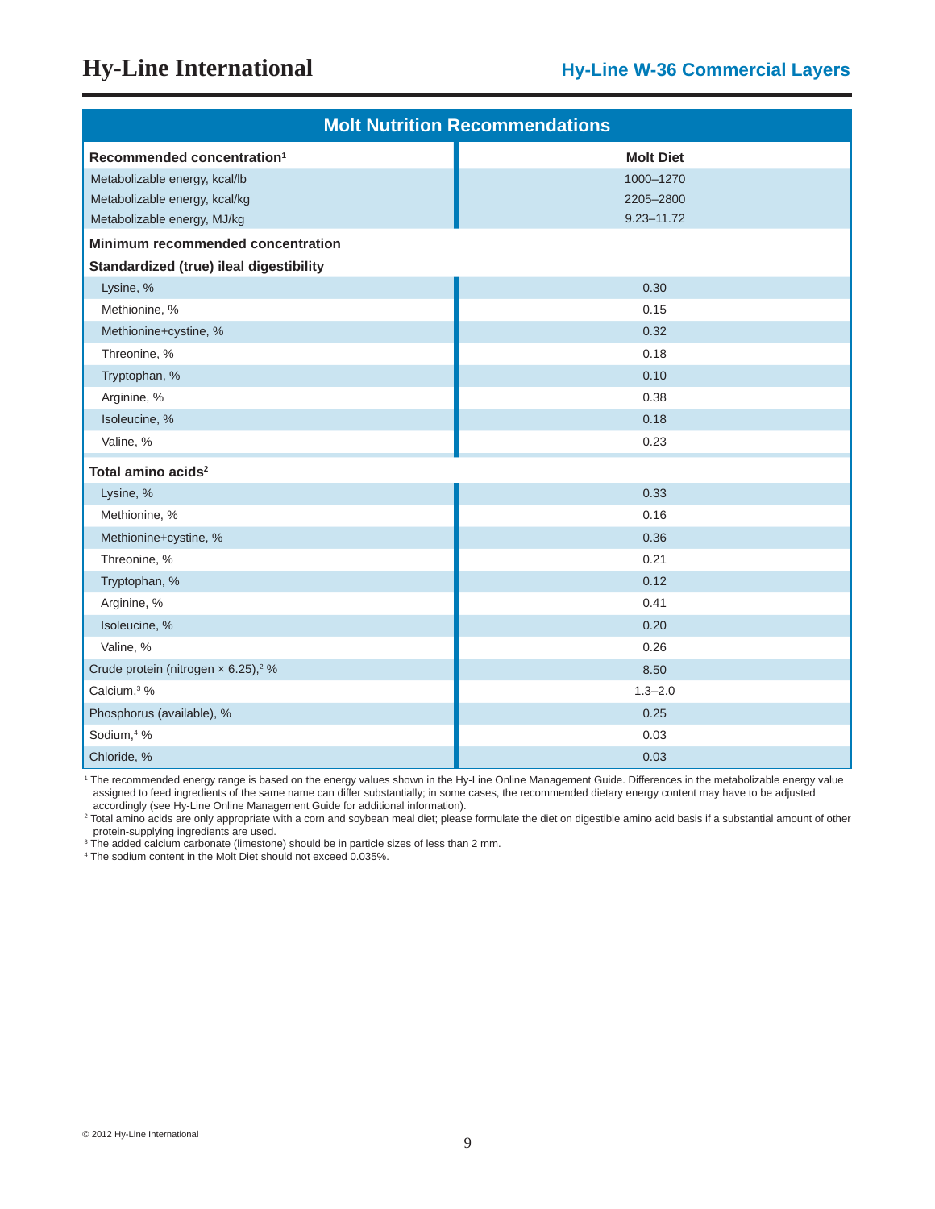## Molt Nutrition Recommendations

| Recommended concentration[1] | Molt Diet |
|---|---|
| Metabolizable energy, kcal/lb | 1000–1270 |
| Metabolizable energy, kcal/kg | 2205–2800 |
| Metabolizable energy, MJ/kg | 9.23–11.72 |
| **Minimum recommended concentration** | |
| **Standardized (true) ileal digestibility** | |
| Lysine, % | 0.30 |
| Methionine, % | 0.15 |
| Methionine+cystine, % | 0.32 |
| Threonine, % | 0.18 |
| Tryptophan, % | 0.10 |
| Arginine, % | 0.38 |
| Isoleucine, % | 0.18 |
| Valine, % | 0.23 |
| **Total amino acids[2]** | |
| Lysine, % | 0.33 |
| Methionine, % | 0.16 |
| Methionine+cystine, % | 0.36 |
| Threonine, % | 0.21 |
| Tryptophan, % | 0.12 |
| Arginine, % | 0.41 |
| Isoleucine, % | 0.20 |
| Valine, % | 0.26 |
| Crude protein (nitrogen × 6.25),[2] % | 8.50 |
| Calcium,[3] % | 1.3–2.0 |
| Phosphorus (available), % | 0.25 |
| Sodium,[4] % | 0.03 |
| Chloride, % | 0.03 |

[1] The recommended energy range is based on the energy values shown in the Hy-Line Online Management Guide. Differences in the metabolizable energy value assigned to feed ingredients of the same name can differ substantially; in some cases, the recommended dietary energy content may have to be adjusted accordingly (see Hy-Line Online Management Guide for additional information).

[2] Total amino acids are only appropriate with a corn and soybean meal diet; please formulate the diet on digestible amino acid basis if a substantial amount of other protein-supplying ingredients are used.

[3] The added calcium carbonate (limestone) should be in particle sizes of less than 2 mm.

[4] The sodium content in the Molt Diet should not exceed 0.035%.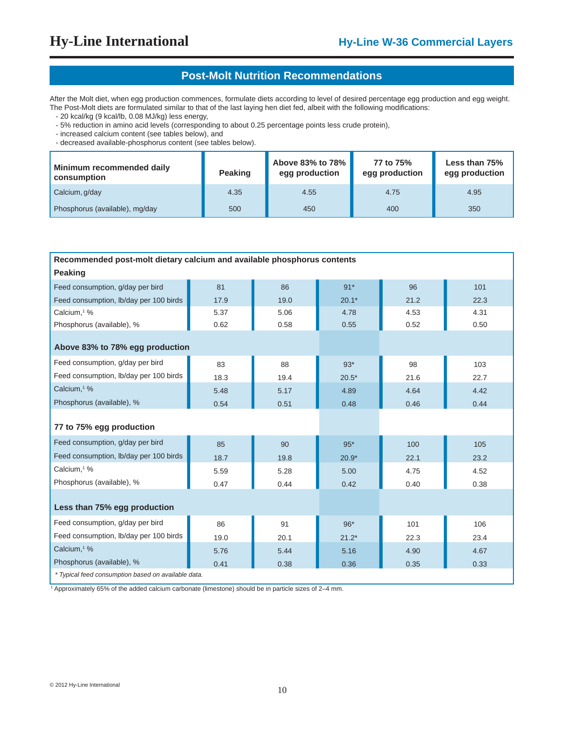## Post-Molt Nutrition Recommendations

After the Molt diet, when egg production commences, formulate diets according to level of desired percentage egg production and egg weight. The Post-Molt diets are formulated similar to that of the last laying hen diet fed, albeit with the following modifications:

- 20 kcal/kg (9 kcal/lb, 0.08 MJ/kg) less energy,
- 5% reduction in amino acid levels (corresponding to about 0.25 percentage points less crude protein),
- increased calcium content (see tables below), and
- decreased available-phosphorus content (see tables below).

| Minimum recommended daily consumption | Peaking | Above 83% to 78% egg production | 77 to 75% egg production | Less than 75% egg production |
|---|---|---|---|---|
| Calcium, g/day | 4.35 | 4.55 | 4.75 | 4.95 |
| Phosphorus (available), mg/day | 500 | 450 | 400 | 350 |

| Recommended post-molt dietary calcium and available phosphorus contents | | | | | |
|---|---|---|---|---|---|
| **Peaking** | | | | | |
| Feed consumption, g/day per bird | 81 | 86 | 91* | 96 | 101 |
| Feed consumption, lb/day per 100 birds | 17.9 | 19.0 | 20.1* | 21.2 | 22.3 |
| Calcium,[1] % | 5.37 | 5.06 | 4.78 | 4.53 | 4.31 |
| Phosphorus (available), % | 0.62 | 0.58 | 0.55 | 0.52 | 0.50 |
| **Above 83% to 78% egg production** | | | | | |
| Feed consumption, g/day per bird | 83 | 88 | 93* | 98 | 103 |
| Feed consumption, lb/day per 100 birds | 18.3 | 19.4 | 20.5* | 21.6 | 22.7 |
| Calcium,[1] % | 5.48 | 5.17 | 4.89 | 4.64 | 4.42 |
| Phosphorus (available), % | 0.54 | 0.51 | 0.48 | 0.46 | 0.44 |
| **77 to 75% egg production** | | | | | |
| Feed consumption, g/day per bird | 85 | 90 | 95* | 100 | 105 |
| Feed consumption, lb/day per 100 birds | 18.7 | 19.8 | 20.9* | 22.1 | 23.2 |
| Calcium,[1] % | 5.59 | 5.28 | 5.00 | 4.75 | 4.52 |
| Phosphorus (available), % | 0.47 | 0.44 | 0.42 | 0.40 | 0.38 |
| **Less than 75% egg production** | | | | | |
| Feed consumption, g/day per bird | 86 | 91 | 96* | 101 | 106 |
| Feed consumption, lb/day per 100 birds | 19.0 | 20.1 | 21.2* | 22.3 | 23.4 |
| Calcium,[1] % | 5.76 | 5.44 | 5.16 | 4.90 | 4.67 |
| Phosphorus (available), % | 0.41 | 0.38 | 0.36 | 0.35 | 0.33 |

*\* Typical feed consumption based on available data.*

[1] Approximately 65% of the added calcium carbonate (limestone) should be in particle sizes of 2–4 mm.

© 2012 Hy-Line International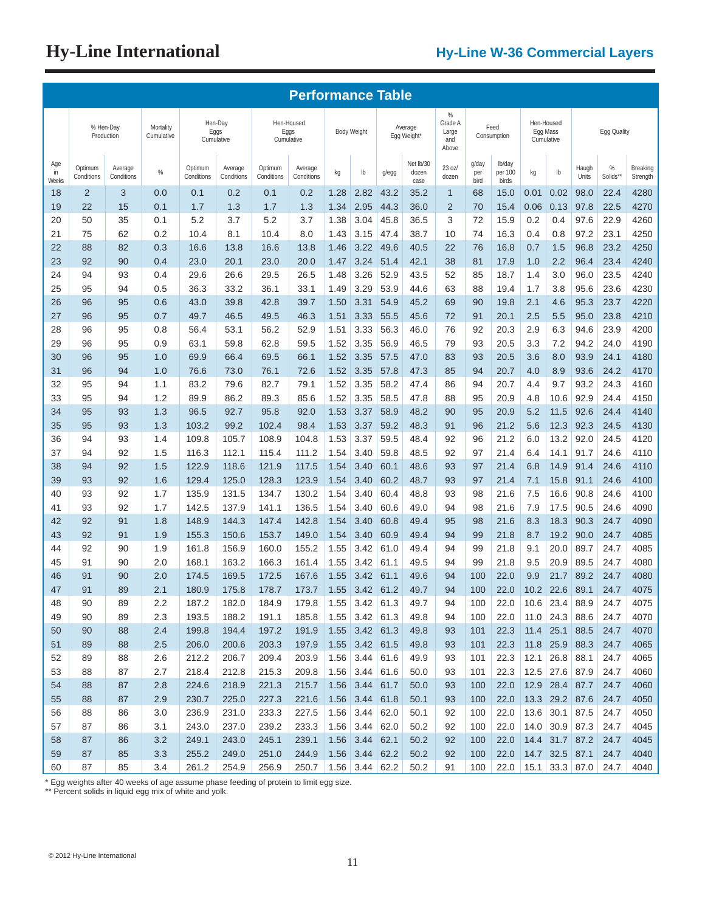# Hy-Line International

## Hy-Line W-36 Commercial Layers

### Performance Table

| Age in Weeks | % Hen-Day Production | | Mortality Cumulative | Hen-Day Eggs Cumulative | | Hen-Housed Eggs Cumulative | | Body Weight | | Average Egg Weight* | | % Grade A Large and Above | Feed Consumption | | Hen-Housed Egg Mass Cumulative | | Egg Quality | | |
|---|---|---|---|---|---|---|---|---|---|---|---|---|---|---|---|---|---|---|---|
| | Optimum Conditions | Average Conditions | % | Optimum Conditions | Average Conditions | Optimum Conditions | Average Conditions | kg | lb | g/egg | Net lb/30 dozen case | 23 oz/ dozen | g/day per bird | lb/day per 100 birds | kg | lb | Haugh Units | % Solids** | Breaking Strength |
| 18 | 2 | 3 | 0.0 | 0.1 | 0.2 | 0.1 | 0.2 | 1.28 | 2.82 | 43.2 | 35.2 | 1 | 68 | 15.0 | 0.01 | 0.02 | 98.0 | 22.4 | 4280 |
| 19 | 22 | 15 | 0.1 | 1.7 | 1.3 | 1.7 | 1.3 | 1.34 | 2.95 | 44.3 | 36.0 | 2 | 70 | 15.4 | 0.06 | 0.13 | 97.8 | 22.5 | 4270 |
| 20 | 50 | 35 | 0.1 | 5.2 | 3.7 | 5.2 | 3.7 | 1.38 | 3.04 | 45.8 | 36.5 | 3 | 72 | 15.9 | 0.2 | 0.4 | 97.6 | 22.9 | 4260 |
| 21 | 75 | 62 | 0.2 | 10.4 | 8.1 | 10.4 | 8.0 | 1.43 | 3.15 | 47.4 | 38.7 | 10 | 74 | 16.3 | 0.4 | 0.8 | 97.2 | 23.1 | 4250 |
| 22 | 88 | 82 | 0.3 | 16.6 | 13.8 | 16.6 | 13.8 | 1.46 | 3.22 | 49.6 | 40.5 | 22 | 76 | 16.8 | 0.7 | 1.5 | 96.8 | 23.2 | 4250 |
| 23 | 92 | 90 | 0.4 | 23.0 | 20.1 | 23.0 | 20.0 | 1.47 | 3.24 | 51.4 | 42.1 | 38 | 81 | 17.9 | 1.0 | 2.2 | 96.4 | 23.4 | 4240 |
| 24 | 94 | 93 | 0.4 | 29.6 | 26.6 | 29.5 | 26.5 | 1.48 | 3.26 | 52.9 | 43.5 | 52 | 85 | 18.7 | 1.4 | 3.0 | 96.0 | 23.5 | 4240 |
| 25 | 95 | 94 | 0.5 | 36.3 | 33.2 | 36.1 | 33.1 | 1.49 | 3.29 | 53.9 | 44.6 | 63 | 88 | 19.4 | 1.7 | 3.8 | 95.6 | 23.6 | 4230 |
| 26 | 96 | 95 | 0.6 | 43.0 | 39.8 | 42.8 | 39.7 | 1.50 | 3.31 | 54.9 | 45.2 | 69 | 90 | 19.8 | 2.1 | 4.6 | 95.3 | 23.7 | 4220 |
| 27 | 96 | 95 | 0.7 | 49.7 | 46.5 | 49.5 | 46.3 | 1.51 | 3.33 | 55.5 | 45.6 | 72 | 91 | 20.1 | 2.5 | 5.5 | 95.0 | 23.8 | 4210 |
| 28 | 96 | 95 | 0.8 | 56.4 | 53.1 | 56.2 | 52.9 | 1.51 | 3.33 | 56.3 | 46.0 | 76 | 92 | 20.3 | 2.9 | 6.3 | 94.6 | 23.9 | 4200 |
| 29 | 96 | 95 | 0.9 | 63.1 | 59.8 | 62.8 | 59.5 | 1.52 | 3.35 | 56.9 | 46.5 | 79 | 93 | 20.5 | 3.3 | 7.2 | 94.2 | 24.0 | 4190 |
| 30 | 96 | 95 | 1.0 | 69.9 | 66.4 | 69.5 | 66.1 | 1.52 | 3.35 | 57.5 | 47.0 | 83 | 93 | 20.5 | 3.6 | 8.0 | 93.9 | 24.1 | 4180 |
| 31 | 96 | 94 | 1.0 | 76.6 | 73.0 | 76.1 | 72.6 | 1.52 | 3.35 | 57.8 | 47.3 | 85 | 94 | 20.7 | 4.0 | 8.9 | 93.6 | 24.2 | 4170 |
| 32 | 95 | 94 | 1.1 | 83.2 | 79.6 | 82.7 | 79.1 | 1.52 | 3.35 | 58.2 | 47.4 | 86 | 94 | 20.7 | 4.4 | 9.7 | 93.2 | 24.3 | 4160 |
| 33 | 95 | 94 | 1.2 | 89.9 | 86.2 | 89.3 | 85.6 | 1.52 | 3.35 | 58.5 | 47.8 | 88 | 95 | 20.9 | 4.8 | 10.6 | 92.9 | 24.4 | 4150 |
| 34 | 95 | 93 | 1.3 | 96.5 | 92.7 | 95.8 | 92.0 | 1.53 | 3.37 | 58.9 | 48.2 | 90 | 95 | 20.9 | 5.2 | 11.5 | 92.6 | 24.4 | 4140 |
| 35 | 95 | 93 | 1.3 | 103.2 | 99.2 | 102.4 | 98.4 | 1.53 | 3.37 | 59.2 | 48.3 | 91 | 96 | 21.2 | 5.6 | 12.3 | 92.3 | 24.5 | 4130 |
| 36 | 94 | 93 | 1.4 | 109.8 | 105.7 | 108.9 | 104.8 | 1.53 | 3.37 | 59.5 | 48.4 | 92 | 96 | 21.2 | 6.0 | 13.2 | 92.0 | 24.5 | 4120 |
| 37 | 94 | 92 | 1.5 | 116.3 | 112.1 | 115.4 | 111.2 | 1.54 | 3.40 | 59.8 | 48.5 | 92 | 97 | 21.4 | 6.4 | 14.1 | 91.7 | 24.6 | 4110 |
| 38 | 94 | 92 | 1.5 | 122.9 | 118.6 | 121.9 | 117.5 | 1.54 | 3.40 | 60.1 | 48.6 | 93 | 97 | 21.4 | 6.8 | 14.9 | 91.4 | 24.6 | 4110 |
| 39 | 93 | 92 | 1.6 | 129.4 | 125.0 | 128.3 | 123.9 | 1.54 | 3.40 | 60.2 | 48.7 | 93 | 97 | 21.4 | 7.1 | 15.8 | 91.1 | 24.6 | 4100 |
| 40 | 93 | 92 | 1.7 | 135.9 | 131.5 | 134.7 | 130.2 | 1.54 | 3.40 | 60.4 | 48.8 | 93 | 98 | 21.6 | 7.5 | 16.6 | 90.8 | 24.6 | 4100 |
| 41 | 93 | 92 | 1.7 | 142.5 | 137.9 | 141.1 | 136.5 | 1.54 | 3.40 | 60.6 | 49.0 | 94 | 98 | 21.6 | 7.9 | 17.5 | 90.5 | 24.6 | 4090 |
| 42 | 92 | 91 | 1.8 | 148.9 | 144.3 | 147.4 | 142.8 | 1.54 | 3.40 | 60.8 | 49.4 | 95 | 98 | 21.6 | 8.3 | 18.3 | 90.3 | 24.7 | 4090 |
| 43 | 92 | 91 | 1.9 | 155.3 | 150.6 | 153.7 | 149.0 | 1.54 | 3.40 | 60.9 | 49.4 | 94 | 99 | 21.8 | 8.7 | 19.2 | 90.0 | 24.7 | 4085 |
| 44 | 92 | 90 | 1.9 | 161.8 | 156.9 | 160.0 | 155.2 | 1.55 | 3.42 | 61.0 | 49.4 | 94 | 99 | 21.8 | 9.1 | 20.0 | 89.7 | 24.7 | 4085 |
| 45 | 91 | 90 | 2.0 | 168.1 | 163.2 | 166.3 | 161.4 | 1.55 | 3.42 | 61.1 | 49.5 | 94 | 99 | 21.8 | 9.5 | 20.9 | 89.5 | 24.7 | 4080 |
| 46 | 91 | 90 | 2.0 | 174.5 | 169.5 | 172.5 | 167.6 | 1.55 | 3.42 | 61.1 | 49.6 | 94 | 100 | 22.0 | 9.9 | 21.7 | 89.2 | 24.7 | 4080 |
| 47 | 91 | 89 | 2.1 | 180.9 | 175.8 | 178.7 | 173.7 | 1.55 | 3.42 | 61.2 | 49.7 | 94 | 100 | 22.0 | 10.2 | 22.6 | 89.1 | 24.7 | 4075 |
| 48 | 90 | 89 | 2.2 | 187.2 | 182.0 | 184.9 | 179.8 | 1.55 | 3.42 | 61.3 | 49.7 | 94 | 100 | 22.0 | 10.6 | 23.4 | 88.9 | 24.7 | 4075 |
| 49 | 90 | 89 | 2.3 | 193.5 | 188.2 | 191.1 | 185.8 | 1.55 | 3.42 | 61.3 | 49.8 | 94 | 100 | 22.0 | 11.0 | 24.3 | 88.6 | 24.7 | 4070 |
| 50 | 90 | 88 | 2.4 | 199.8 | 194.4 | 197.2 | 191.9 | 1.55 | 3.42 | 61.3 | 49.8 | 93 | 101 | 22.3 | 11.4 | 25.1 | 88.5 | 24.7 | 4070 |
| 51 | 89 | 88 | 2.5 | 206.0 | 200.6 | 203.3 | 197.9 | 1.55 | 3.42 | 61.5 | 49.8 | 93 | 101 | 22.3 | 11.8 | 25.9 | 88.3 | 24.7 | 4065 |
| 52 | 89 | 88 | 2.6 | 212.2 | 206.7 | 209.4 | 203.9 | 1.56 | 3.44 | 61.6 | 49.9 | 93 | 101 | 22.3 | 12.1 | 26.8 | 88.1 | 24.7 | 4065 |
| 53 | 88 | 87 | 2.7 | 218.4 | 212.8 | 215.3 | 209.8 | 1.56 | 3.44 | 61.6 | 50.0 | 93 | 101 | 22.3 | 12.5 | 27.6 | 87.9 | 24.7 | 4060 |
| 54 | 88 | 87 | 2.8 | 224.6 | 218.9 | 221.3 | 215.7 | 1.56 | 3.44 | 61.7 | 50.0 | 93 | 100 | 22.0 | 12.9 | 28.4 | 87.7 | 24.7 | 4060 |
| 55 | 88 | 87 | 2.9 | 230.7 | 225.0 | 227.3 | 221.6 | 1.56 | 3.44 | 61.8 | 50.1 | 93 | 100 | 22.0 | 13.3 | 29.2 | 87.6 | 24.7 | 4050 |
| 56 | 88 | 86 | 3.0 | 236.9 | 231.0 | 233.3 | 227.5 | 1.56 | 3.44 | 62.0 | 50.1 | 92 | 100 | 22.0 | 13.6 | 30.1 | 87.5 | 24.7 | 4050 |
| 57 | 87 | 86 | 3.1 | 243.0 | 237.0 | 239.2 | 233.3 | 1.56 | 3.44 | 62.0 | 50.2 | 92 | 100 | 22.0 | 14.0 | 30.9 | 87.3 | 24.7 | 4045 |
| 58 | 87 | 86 | 3.2 | 249.1 | 243.0 | 245.1 | 239.1 | 1.56 | 3.44 | 62.1 | 50.2 | 92 | 100 | 22.0 | 14.4 | 31.7 | 87.2 | 24.7 | 4045 |
| 59 | 87 | 85 | 3.3 | 255.2 | 249.0 | 251.0 | 244.9 | 1.56 | 3.44 | 62.2 | 50.2 | 92 | 100 | 22.0 | 14.7 | 32.5 | 87.1 | 24.7 | 4040 |
| 60 | 87 | 85 | 3.4 | 261.2 | 254.9 | 256.9 | 250.7 | 1.56 | 3.44 | 62.2 | 50.2 | 91 | 100 | 22.0 | 15.1 | 33.3 | 87.0 | 24.7 | 4040 |

* Egg weights after 40 weeks of age assume phase feeding of protein to limit egg size.
** Percent solids in liquid egg mix of white and yolk.

© 2012 Hy-Line International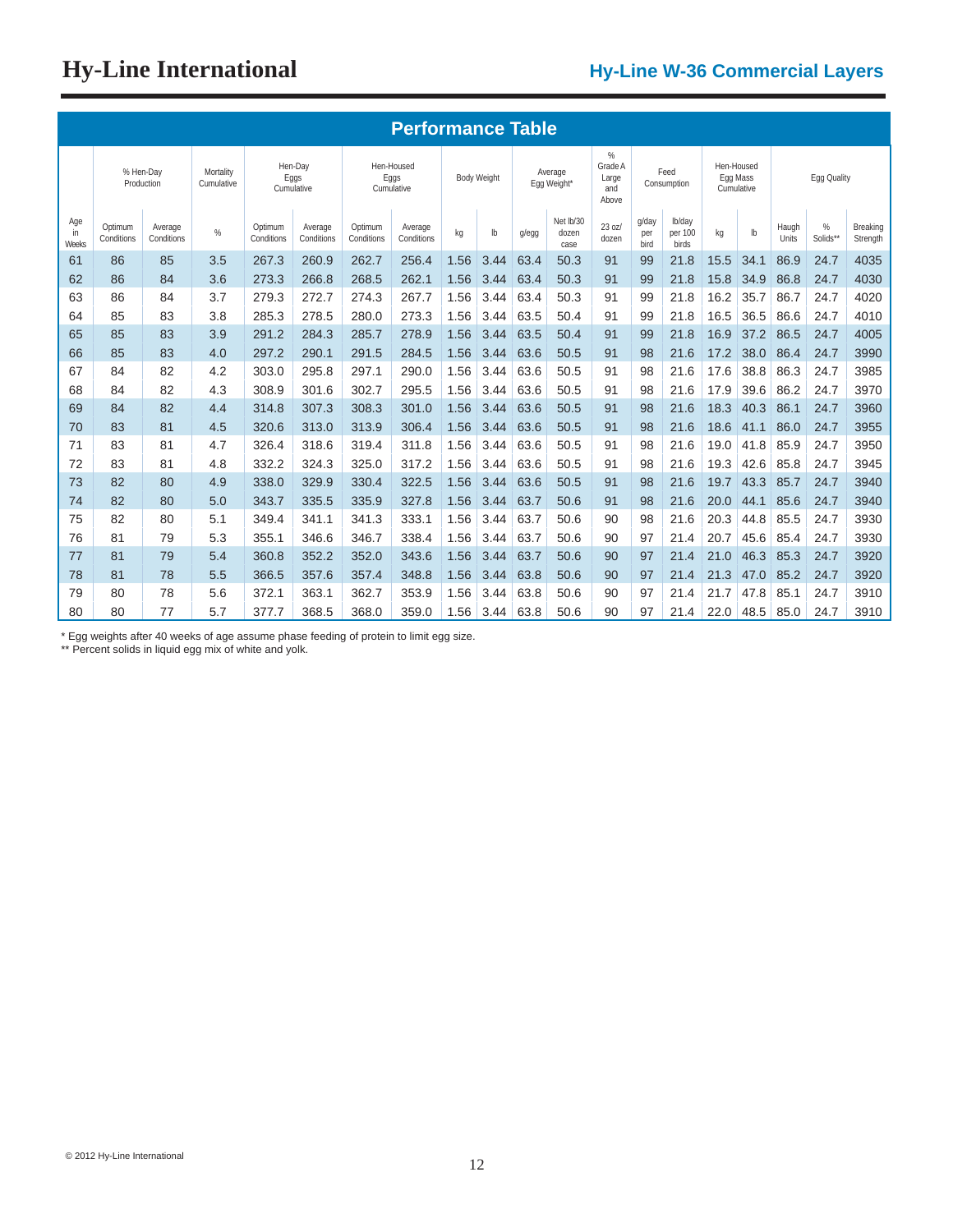# Hy-Line International

## Hy-Line W-36 Commercial Layers

### Performance Table

| Age in Weeks | % Hen-Day Production | | Mortality Cumulative | Hen-Day Eggs Cumulative | | Hen-Housed Eggs Cumulative | | Body Weight | | Average Egg Weight* | | % Grade A Large and Above | Feed Consumption | | Hen-Housed Egg Mass Cumulative | | Egg Quality | | |
|---|---|---|---|---|---|---|---|---|---|---|---|---|---|---|---|---|---|---|---|
| | Optimum Conditions | Average Conditions | % | Optimum Conditions | Average Conditions | Optimum Conditions | Average Conditions | kg | lb | g/egg | Net lb/30 dozen case | 23 oz/ dozen | g/day per bird | lb/day per 100 birds | kg | lb | Haugh Units | % Solids** | Breaking Strength |
| 61 | 86 | 85 | 3.5 | 267.3 | 260.9 | 262.7 | 256.4 | 1.56 | 3.44 | 63.4 | 50.3 | 91 | 99 | 21.8 | 15.5 | 34.1 | 86.9 | 24.7 | 4035 |
| 62 | 86 | 84 | 3.6 | 273.3 | 266.8 | 268.5 | 262.1 | 1.56 | 3.44 | 63.4 | 50.3 | 91 | 99 | 21.8 | 15.8 | 34.9 | 86.8 | 24.7 | 4030 |
| 63 | 86 | 84 | 3.7 | 279.3 | 272.7 | 274.3 | 267.7 | 1.56 | 3.44 | 63.4 | 50.3 | 91 | 99 | 21.8 | 16.2 | 35.7 | 86.7 | 24.7 | 4020 |
| 64 | 85 | 83 | 3.8 | 285.3 | 278.5 | 280.0 | 273.3 | 1.56 | 3.44 | 63.5 | 50.4 | 91 | 99 | 21.8 | 16.5 | 36.5 | 86.6 | 24.7 | 4010 |
| 65 | 85 | 83 | 3.9 | 291.2 | 284.3 | 285.7 | 278.9 | 1.56 | 3.44 | 63.5 | 50.4 | 91 | 99 | 21.8 | 16.9 | 37.2 | 86.5 | 24.7 | 4005 |
| 66 | 85 | 83 | 4.0 | 297.2 | 290.1 | 291.5 | 284.5 | 1.56 | 3.44 | 63.6 | 50.5 | 91 | 98 | 21.6 | 17.2 | 38.0 | 86.4 | 24.7 | 3990 |
| 67 | 84 | 82 | 4.2 | 303.0 | 295.8 | 297.1 | 290.0 | 1.56 | 3.44 | 63.6 | 50.5 | 91 | 98 | 21.6 | 17.6 | 38.8 | 86.3 | 24.7 | 3985 |
| 68 | 84 | 82 | 4.3 | 308.9 | 301.6 | 302.7 | 295.5 | 1.56 | 3.44 | 63.6 | 50.5 | 91 | 98 | 21.6 | 17.9 | 39.6 | 86.2 | 24.7 | 3970 |
| 69 | 84 | 82 | 4.4 | 314.8 | 307.3 | 308.3 | 301.0 | 1.56 | 3.44 | 63.6 | 50.5 | 91 | 98 | 21.6 | 18.3 | 40.3 | 86.1 | 24.7 | 3960 |
| 70 | 83 | 81 | 4.5 | 320.6 | 313.0 | 313.9 | 306.4 | 1.56 | 3.44 | 63.6 | 50.5 | 91 | 98 | 21.6 | 18.6 | 41.1 | 86.0 | 24.7 | 3955 |
| 71 | 83 | 81 | 4.7 | 326.4 | 318.6 | 319.4 | 311.8 | 1.56 | 3.44 | 63.6 | 50.5 | 91 | 98 | 21.6 | 19.0 | 41.8 | 85.9 | 24.7 | 3950 |
| 72 | 83 | 81 | 4.8 | 332.2 | 324.3 | 325.0 | 317.2 | 1.56 | 3.44 | 63.6 | 50.5 | 91 | 98 | 21.6 | 19.3 | 42.6 | 85.8 | 24.7 | 3945 |
| 73 | 82 | 80 | 4.9 | 338.0 | 329.9 | 330.4 | 322.5 | 1.56 | 3.44 | 63.6 | 50.5 | 91 | 98 | 21.6 | 19.7 | 43.3 | 85.7 | 24.7 | 3940 |
| 74 | 82 | 80 | 5.0 | 343.7 | 335.5 | 335.9 | 327.8 | 1.56 | 3.44 | 63.7 | 50.6 | 91 | 98 | 21.6 | 20.0 | 44.1 | 85.6 | 24.7 | 3940 |
| 75 | 82 | 80 | 5.1 | 349.4 | 341.1 | 341.3 | 333.1 | 1.56 | 3.44 | 63.7 | 50.6 | 90 | 98 | 21.6 | 20.3 | 44.8 | 85.5 | 24.7 | 3930 |
| 76 | 81 | 79 | 5.3 | 355.1 | 346.6 | 346.7 | 338.4 | 1.56 | 3.44 | 63.7 | 50.6 | 90 | 97 | 21.4 | 20.7 | 45.6 | 85.4 | 24.7 | 3930 |
| 77 | 81 | 79 | 5.4 | 360.8 | 352.2 | 352.0 | 343.6 | 1.56 | 3.44 | 63.7 | 50.6 | 90 | 97 | 21.4 | 21.0 | 46.3 | 85.3 | 24.7 | 3920 |
| 78 | 81 | 78 | 5.5 | 366.5 | 357.6 | 357.4 | 348.8 | 1.56 | 3.44 | 63.8 | 50.6 | 90 | 97 | 21.4 | 21.3 | 47.0 | 85.2 | 24.7 | 3920 |
| 79 | 80 | 78 | 5.6 | 372.1 | 363.1 | 362.7 | 353.9 | 1.56 | 3.44 | 63.8 | 50.6 | 90 | 97 | 21.4 | 21.7 | 47.8 | 85.1 | 24.7 | 3910 |
| 80 | 80 | 77 | 5.7 | 377.7 | 368.5 | 368.0 | 359.0 | 1.56 | 3.44 | 63.8 | 50.6 | 90 | 97 | 21.4 | 22.0 | 48.5 | 85.0 | 24.7 | 3910 |

* Egg weights after 40 weeks of age assume phase feeding of protein to limit egg size.
** Percent solids in liquid egg mix of white and yolk.

© 2012 Hy-Line International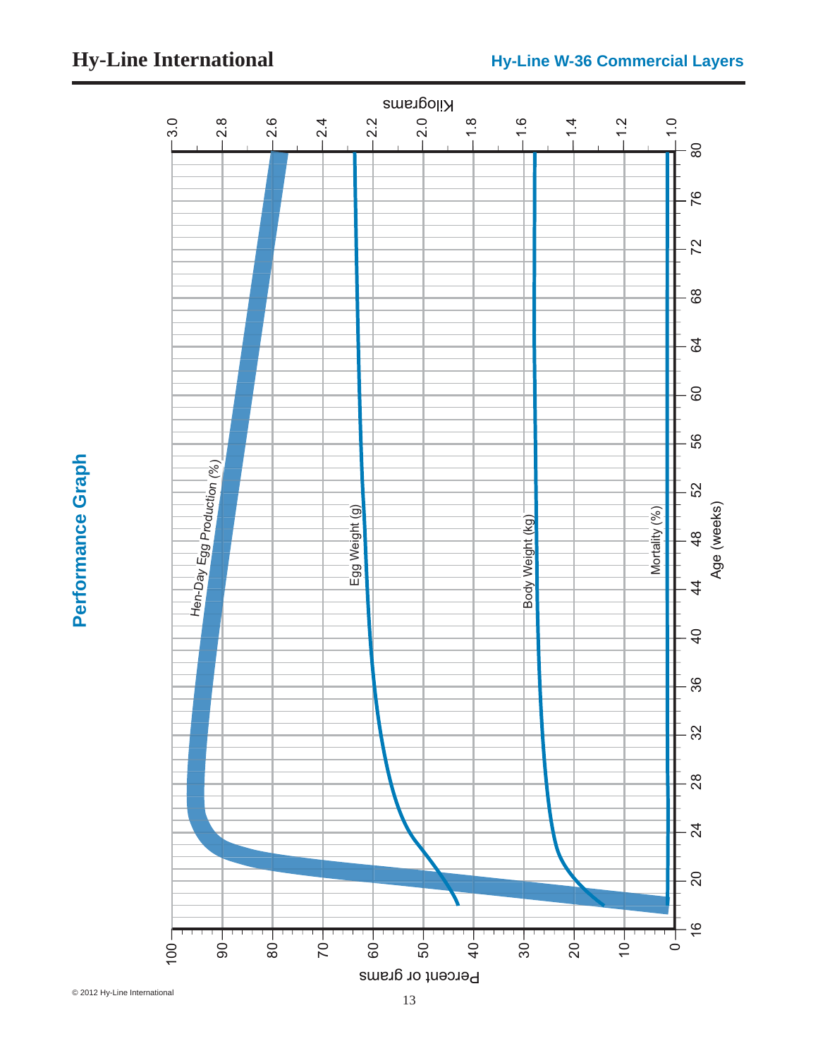## Performance Graph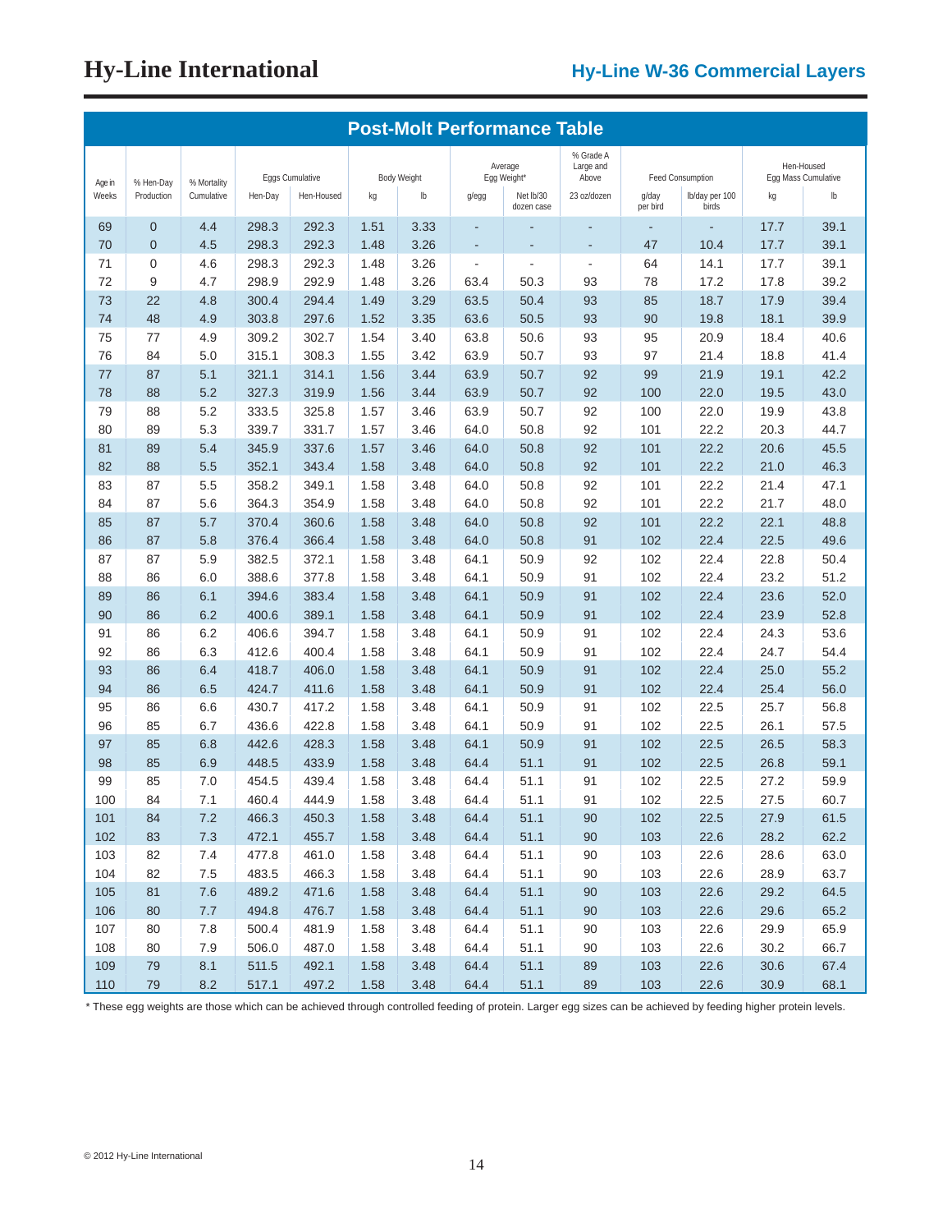# Hy-Line International

## Hy-Line W-36 Commercial Layers

### Post-Molt Performance Table

| Age in Weeks | % Hen-Day Production | % Mortality Cumulative | Eggs Cumulative | | Body Weight | | Average Egg Weight* | | % Grade A Large and Above | Feed Consumption | | Hen-Housed Egg Mass Cumulative | |
|---|---|---|---|---|---|---|---|---|---|---|---|---|---|
| | | | Hen-Day | Hen-Housed | kg | lb | g/egg | Net lb/30 dozen case | 23 oz/dozen | g/day per bird | lb/day per 100 birds | kg | lb |
| 69 | 0 | 4.4 | 298.3 | 292.3 | 1.51 | 3.33 | - | - | - | - | - | 17.7 | 39.1 |
| 70 | 0 | 4.5 | 298.3 | 292.3 | 1.48 | 3.26 | - | - | - | 47 | 10.4 | 17.7 | 39.1 |
| 71 | 0 | 4.6 | 298.3 | 292.3 | 1.48 | 3.26 | - | - | - | 64 | 14.1 | 17.7 | 39.1 |
| 72 | 9 | 4.7 | 298.9 | 292.9 | 1.48 | 3.26 | 63.4 | 50.3 | 93 | 78 | 17.2 | 17.8 | 39.2 |
| 73 | 22 | 4.8 | 300.4 | 294.4 | 1.49 | 3.29 | 63.5 | 50.4 | 93 | 85 | 18.7 | 17.9 | 39.4 |
| 74 | 48 | 4.9 | 303.8 | 297.6 | 1.52 | 3.35 | 63.6 | 50.5 | 93 | 90 | 19.8 | 18.1 | 39.9 |
| 75 | 77 | 4.9 | 309.2 | 302.7 | 1.54 | 3.40 | 63.8 | 50.6 | 93 | 95 | 20.9 | 18.4 | 40.6 |
| 76 | 84 | 5.0 | 315.1 | 308.3 | 1.55 | 3.42 | 63.9 | 50.7 | 93 | 97 | 21.4 | 18.8 | 41.4 |
| 77 | 87 | 5.1 | 321.1 | 314.1 | 1.56 | 3.44 | 63.9 | 50.7 | 92 | 99 | 21.9 | 19.1 | 42.2 |
| 78 | 88 | 5.2 | 327.3 | 319.9 | 1.56 | 3.44 | 63.9 | 50.7 | 92 | 100 | 22.0 | 19.5 | 43.0 |
| 79 | 88 | 5.2 | 333.5 | 325.8 | 1.57 | 3.46 | 63.9 | 50.7 | 92 | 100 | 22.0 | 19.9 | 43.8 |
| 80 | 89 | 5.3 | 339.7 | 331.7 | 1.57 | 3.46 | 64.0 | 50.8 | 92 | 101 | 22.2 | 20.3 | 44.7 |
| 81 | 89 | 5.4 | 345.9 | 337.6 | 1.57 | 3.46 | 64.0 | 50.8 | 92 | 101 | 22.2 | 20.6 | 45.5 |
| 82 | 88 | 5.5 | 352.1 | 343.4 | 1.58 | 3.48 | 64.0 | 50.8 | 92 | 101 | 22.2 | 21.0 | 46.3 |
| 83 | 87 | 5.5 | 358.2 | 349.1 | 1.58 | 3.48 | 64.0 | 50.8 | 92 | 101 | 22.2 | 21.4 | 47.1 |
| 84 | 87 | 5.6 | 364.3 | 354.9 | 1.58 | 3.48 | 64.0 | 50.8 | 92 | 101 | 22.2 | 21.7 | 48.0 |
| 85 | 87 | 5.7 | 370.4 | 360.6 | 1.58 | 3.48 | 64.0 | 50.8 | 92 | 101 | 22.2 | 22.1 | 48.8 |
| 86 | 87 | 5.8 | 376.4 | 366.4 | 1.58 | 3.48 | 64.0 | 50.8 | 91 | 102 | 22.4 | 22.5 | 49.6 |
| 87 | 87 | 5.9 | 382.5 | 372.1 | 1.58 | 3.48 | 64.1 | 50.9 | 92 | 102 | 22.4 | 22.8 | 50.4 |
| 88 | 86 | 6.0 | 388.6 | 377.8 | 1.58 | 3.48 | 64.1 | 50.9 | 91 | 102 | 22.4 | 23.2 | 51.2 |
| 89 | 86 | 6.1 | 394.6 | 383.4 | 1.58 | 3.48 | 64.1 | 50.9 | 91 | 102 | 22.4 | 23.6 | 52.0 |
| 90 | 86 | 6.2 | 400.6 | 389.1 | 1.58 | 3.48 | 64.1 | 50.9 | 91 | 102 | 22.4 | 23.9 | 52.8 |
| 91 | 86 | 6.2 | 406.6 | 394.7 | 1.58 | 3.48 | 64.1 | 50.9 | 91 | 102 | 22.4 | 24.3 | 53.6 |
| 92 | 86 | 6.3 | 412.6 | 400.4 | 1.58 | 3.48 | 64.1 | 50.9 | 91 | 102 | 22.4 | 24.7 | 54.4 |
| 93 | 86 | 6.4 | 418.7 | 406.0 | 1.58 | 3.48 | 64.1 | 50.9 | 91 | 102 | 22.4 | 25.0 | 55.2 |
| 94 | 86 | 6.5 | 424.7 | 411.6 | 1.58 | 3.48 | 64.1 | 50.9 | 91 | 102 | 22.4 | 25.4 | 56.0 |
| 95 | 86 | 6.6 | 430.7 | 417.2 | 1.58 | 3.48 | 64.1 | 50.9 | 91 | 102 | 22.5 | 25.7 | 56.8 |
| 96 | 85 | 6.7 | 436.6 | 422.8 | 1.58 | 3.48 | 64.1 | 50.9 | 91 | 102 | 22.5 | 26.1 | 57.5 |
| 97 | 85 | 6.8 | 442.6 | 428.3 | 1.58 | 3.48 | 64.1 | 50.9 | 91 | 102 | 22.5 | 26.5 | 58.3 |
| 98 | 85 | 6.9 | 448.5 | 433.9 | 1.58 | 3.48 | 64.4 | 51.1 | 91 | 102 | 22.5 | 26.8 | 59.1 |
| 99 | 85 | 7.0 | 454.5 | 439.4 | 1.58 | 3.48 | 64.4 | 51.1 | 91 | 102 | 22.5 | 27.2 | 59.9 |
| 100 | 84 | 7.1 | 460.4 | 444.9 | 1.58 | 3.48 | 64.4 | 51.1 | 91 | 102 | 22.5 | 27.5 | 60.7 |
| 101 | 84 | 7.2 | 466.3 | 450.3 | 1.58 | 3.48 | 64.4 | 51.1 | 90 | 102 | 22.5 | 27.9 | 61.5 |
| 102 | 83 | 7.3 | 472.1 | 455.7 | 1.58 | 3.48 | 64.4 | 51.1 | 90 | 103 | 22.6 | 28.2 | 62.2 |
| 103 | 82 | 7.4 | 477.8 | 461.0 | 1.58 | 3.48 | 64.4 | 51.1 | 90 | 103 | 22.6 | 28.6 | 63.0 |
| 104 | 82 | 7.5 | 483.5 | 466.3 | 1.58 | 3.48 | 64.4 | 51.1 | 90 | 103 | 22.6 | 28.9 | 63.7 |
| 105 | 81 | 7.6 | 489.2 | 471.6 | 1.58 | 3.48 | 64.4 | 51.1 | 90 | 103 | 22.6 | 29.2 | 64.5 |
| 106 | 80 | 7.7 | 494.8 | 476.7 | 1.58 | 3.48 | 64.4 | 51.1 | 90 | 103 | 22.6 | 29.6 | 65.2 |
| 107 | 80 | 7.8 | 500.4 | 481.9 | 1.58 | 3.48 | 64.4 | 51.1 | 90 | 103 | 22.6 | 29.9 | 65.9 |
| 108 | 80 | 7.9 | 506.0 | 487.0 | 1.58 | 3.48 | 64.4 | 51.1 | 90 | 103 | 22.6 | 30.2 | 66.7 |
| 109 | 79 | 8.1 | 511.5 | 492.1 | 1.58 | 3.48 | 64.4 | 51.1 | 89 | 103 | 22.6 | 30.6 | 67.4 |
| 110 | 79 | 8.2 | 517.1 | 497.2 | 1.58 | 3.48 | 64.4 | 51.1 | 89 | 103 | 22.6 | 30.9 | 68.1 |

* These egg weights are those which can be achieved through controlled feeding of protein. Larger egg sizes can be achieved by feeding higher protein levels.

© 2012 Hy-Line International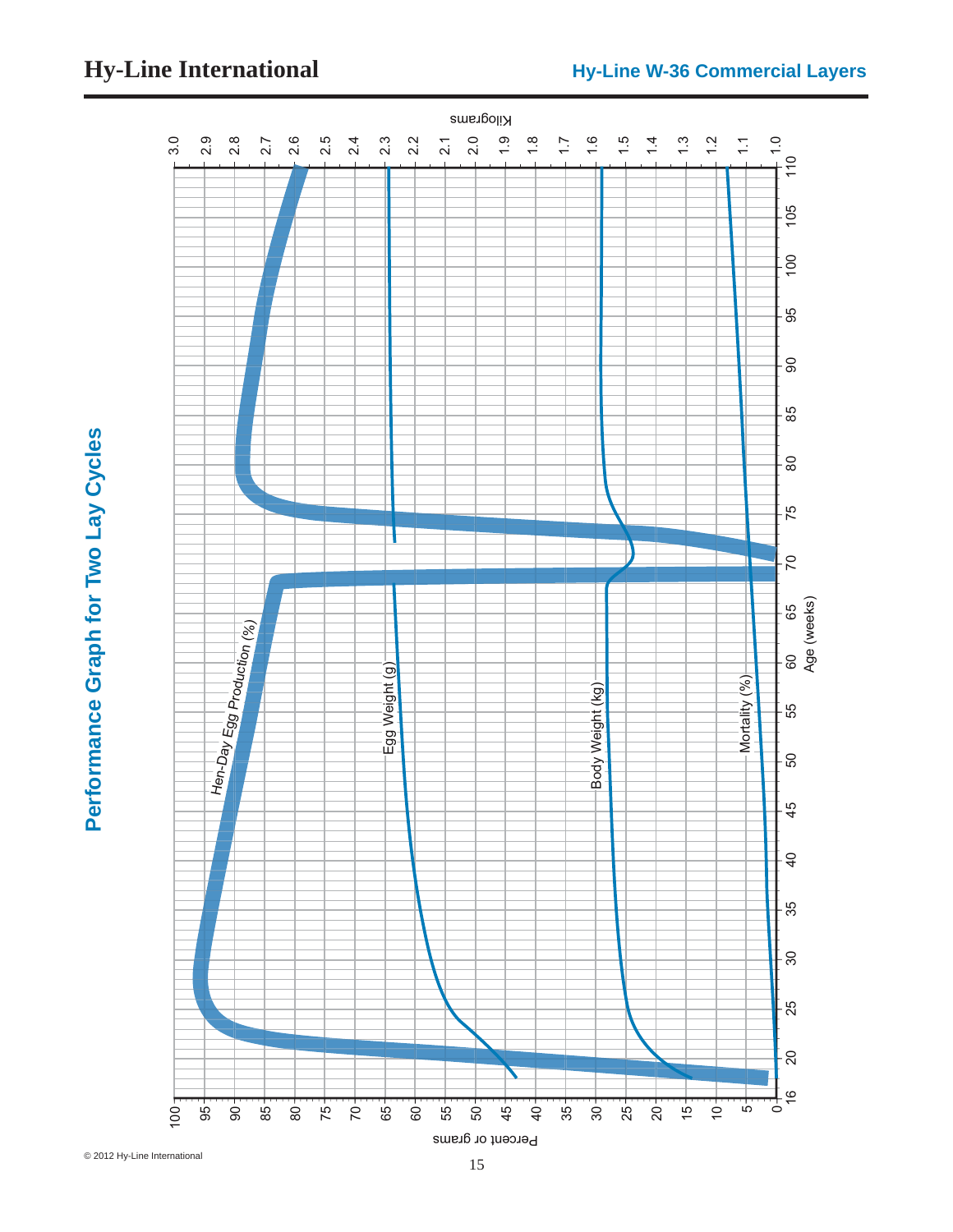# Performance Graph for Two Lay Cycles

Hen-Day Egg Production (%)

Egg Weight (g)

Body Weight (kg)

Mortality (%)

Age (weeks)

Percent or grams

Kilograms

© 2012 Hy-Line International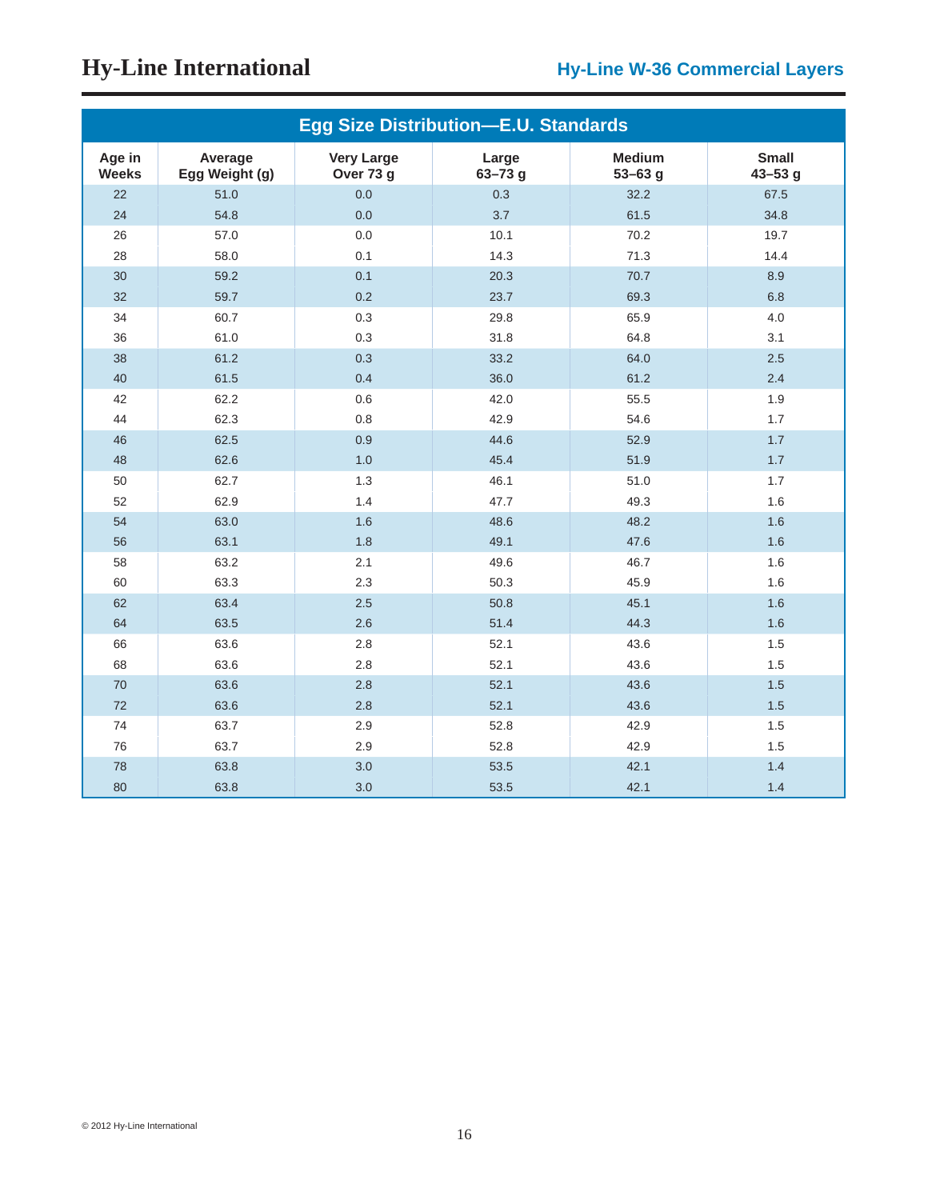## Egg Size Distribution—E.U. Standards

| Age in Weeks | Average Egg Weight (g) | Very Large Over 73 g | Large 63–73 g | Medium 53–63 g | Small 43–53 g |
|---|---|---|---|---|---|
| 22 | 51.0 | 0.0 | 0.3 | 32.2 | 67.5 |
| 24 | 54.8 | 0.0 | 3.7 | 61.5 | 34.8 |
| 26 | 57.0 | 0.0 | 10.1 | 70.2 | 19.7 |
| 28 | 58.0 | 0.1 | 14.3 | 71.3 | 14.4 |
| 30 | 59.2 | 0.1 | 20.3 | 70.7 | 8.9 |
| 32 | 59.7 | 0.2 | 23.7 | 69.3 | 6.8 |
| 34 | 60.7 | 0.3 | 29.8 | 65.9 | 4.0 |
| 36 | 61.0 | 0.3 | 31.8 | 64.8 | 3.1 |
| 38 | 61.2 | 0.3 | 33.2 | 64.0 | 2.5 |
| 40 | 61.5 | 0.4 | 36.0 | 61.2 | 2.4 |
| 42 | 62.2 | 0.6 | 42.0 | 55.5 | 1.9 |
| 44 | 62.3 | 0.8 | 42.9 | 54.6 | 1.7 |
| 46 | 62.5 | 0.9 | 44.6 | 52.9 | 1.7 |
| 48 | 62.6 | 1.0 | 45.4 | 51.9 | 1.7 |
| 50 | 62.7 | 1.3 | 46.1 | 51.0 | 1.7 |
| 52 | 62.9 | 1.4 | 47.7 | 49.3 | 1.6 |
| 54 | 63.0 | 1.6 | 48.6 | 48.2 | 1.6 |
| 56 | 63.1 | 1.8 | 49.1 | 47.6 | 1.6 |
| 58 | 63.2 | 2.1 | 49.6 | 46.7 | 1.6 |
| 60 | 63.3 | 2.3 | 50.3 | 45.9 | 1.6 |
| 62 | 63.4 | 2.5 | 50.8 | 45.1 | 1.6 |
| 64 | 63.5 | 2.6 | 51.4 | 44.3 | 1.6 |
| 66 | 63.6 | 2.8 | 52.1 | 43.6 | 1.5 |
| 68 | 63.6 | 2.8 | 52.1 | 43.6 | 1.5 |
| 70 | 63.6 | 2.8 | 52.1 | 43.6 | 1.5 |
| 72 | 63.6 | 2.8 | 52.1 | 43.6 | 1.5 |
| 74 | 63.7 | 2.9 | 52.8 | 42.9 | 1.5 |
| 76 | 63.7 | 2.9 | 52.8 | 42.9 | 1.5 |
| 78 | 63.8 | 3.0 | 53.5 | 42.1 | 1.4 |
| 80 | 63.8 | 3.0 | 53.5 | 42.1 | 1.4 |

© 2012 Hy-Line International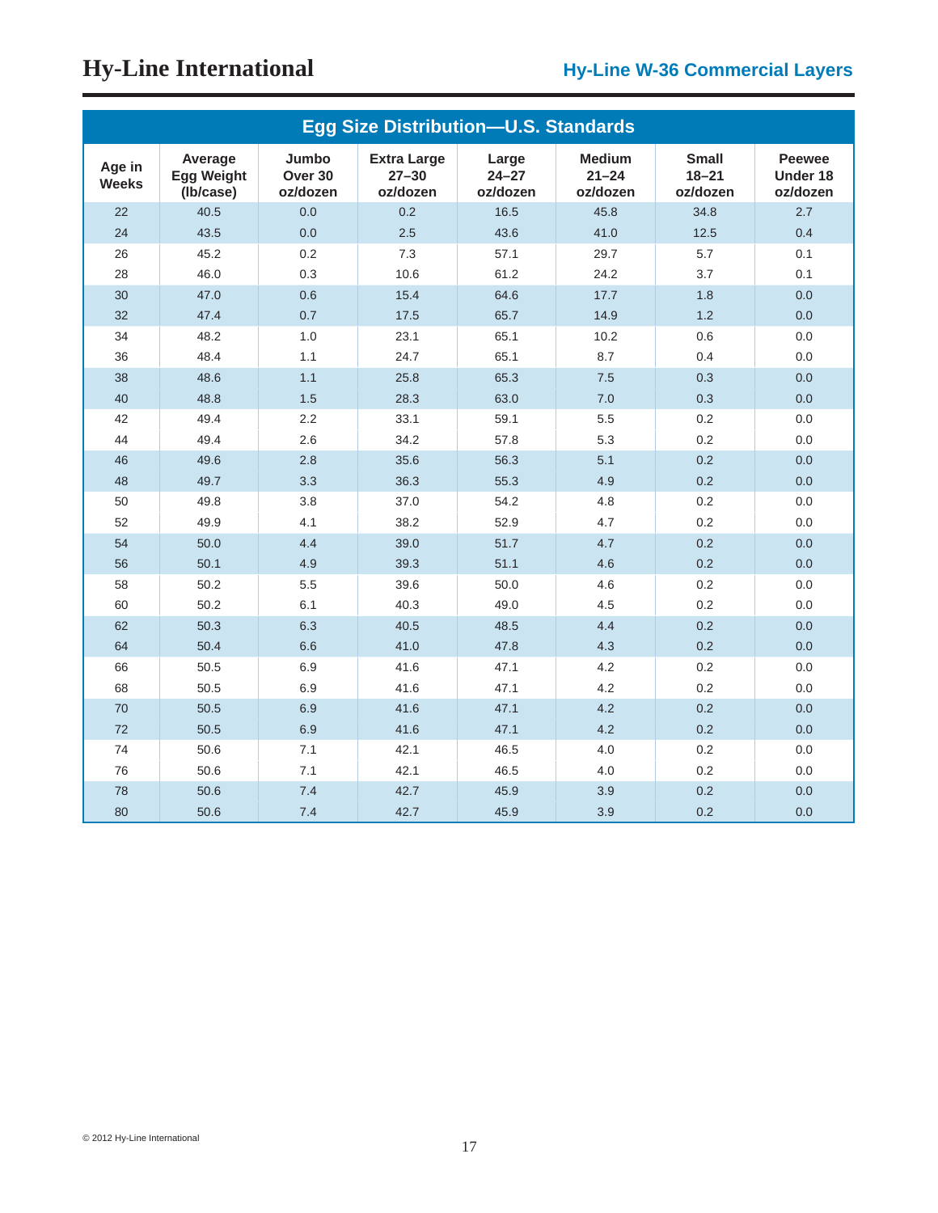## Egg Size Distribution—U.S. Standards

| Age in Weeks | Average Egg Weight (lb/case) | Jumbo Over 30 oz/dozen | Extra Large 27–30 oz/dozen | Large 24–27 oz/dozen | Medium 21–24 oz/dozen | Small 18–21 oz/dozen | Peewee Under 18 oz/dozen |
|---|---|---|---|---|---|---|---|
| 22 | 40.5 | 0.0 | 0.2 | 16.5 | 45.8 | 34.8 | 2.7 |
| 24 | 43.5 | 0.0 | 2.5 | 43.6 | 41.0 | 12.5 | 0.4 |
| 26 | 45.2 | 0.2 | 7.3 | 57.1 | 29.7 | 5.7 | 0.1 |
| 28 | 46.0 | 0.3 | 10.6 | 61.2 | 24.2 | 3.7 | 0.1 |
| 30 | 47.0 | 0.6 | 15.4 | 64.6 | 17.7 | 1.8 | 0.0 |
| 32 | 47.4 | 0.7 | 17.5 | 65.7 | 14.9 | 1.2 | 0.0 |
| 34 | 48.2 | 1.0 | 23.1 | 65.1 | 10.2 | 0.6 | 0.0 |
| 36 | 48.4 | 1.1 | 24.7 | 65.1 | 8.7 | 0.4 | 0.0 |
| 38 | 48.6 | 1.1 | 25.8 | 65.3 | 7.5 | 0.3 | 0.0 |
| 40 | 48.8 | 1.5 | 28.3 | 63.0 | 7.0 | 0.3 | 0.0 |
| 42 | 49.4 | 2.2 | 33.1 | 59.1 | 5.5 | 0.2 | 0.0 |
| 44 | 49.4 | 2.6 | 34.2 | 57.8 | 5.3 | 0.2 | 0.0 |
| 46 | 49.6 | 2.8 | 35.6 | 56.3 | 5.1 | 0.2 | 0.0 |
| 48 | 49.7 | 3.3 | 36.3 | 55.3 | 4.9 | 0.2 | 0.0 |
| 50 | 49.8 | 3.8 | 37.0 | 54.2 | 4.8 | 0.2 | 0.0 |
| 52 | 49.9 | 4.1 | 38.2 | 52.9 | 4.7 | 0.2 | 0.0 |
| 54 | 50.0 | 4.4 | 39.0 | 51.7 | 4.7 | 0.2 | 0.0 |
| 56 | 50.1 | 4.9 | 39.3 | 51.1 | 4.6 | 0.2 | 0.0 |
| 58 | 50.2 | 5.5 | 39.6 | 50.0 | 4.6 | 0.2 | 0.0 |
| 60 | 50.2 | 6.1 | 40.3 | 49.0 | 4.5 | 0.2 | 0.0 |
| 62 | 50.3 | 6.3 | 40.5 | 48.5 | 4.4 | 0.2 | 0.0 |
| 64 | 50.4 | 6.6 | 41.0 | 47.8 | 4.3 | 0.2 | 0.0 |
| 66 | 50.5 | 6.9 | 41.6 | 47.1 | 4.2 | 0.2 | 0.0 |
| 68 | 50.5 | 6.9 | 41.6 | 47.1 | 4.2 | 0.2 | 0.0 |
| 70 | 50.5 | 6.9 | 41.6 | 47.1 | 4.2 | 0.2 | 0.0 |
| 72 | 50.5 | 6.9 | 41.6 | 47.1 | 4.2 | 0.2 | 0.0 |
| 74 | 50.6 | 7.1 | 42.1 | 46.5 | 4.0 | 0.2 | 0.0 |
| 76 | 50.6 | 7.1 | 42.1 | 46.5 | 4.0 | 0.2 | 0.0 |
| 78 | 50.6 | 7.4 | 42.7 | 45.9 | 3.9 | 0.2 | 0.0 |
| 80 | 50.6 | 7.4 | 42.7 | 45.9 | 3.9 | 0.2 | 0.0 |

© 2012 Hy-Line International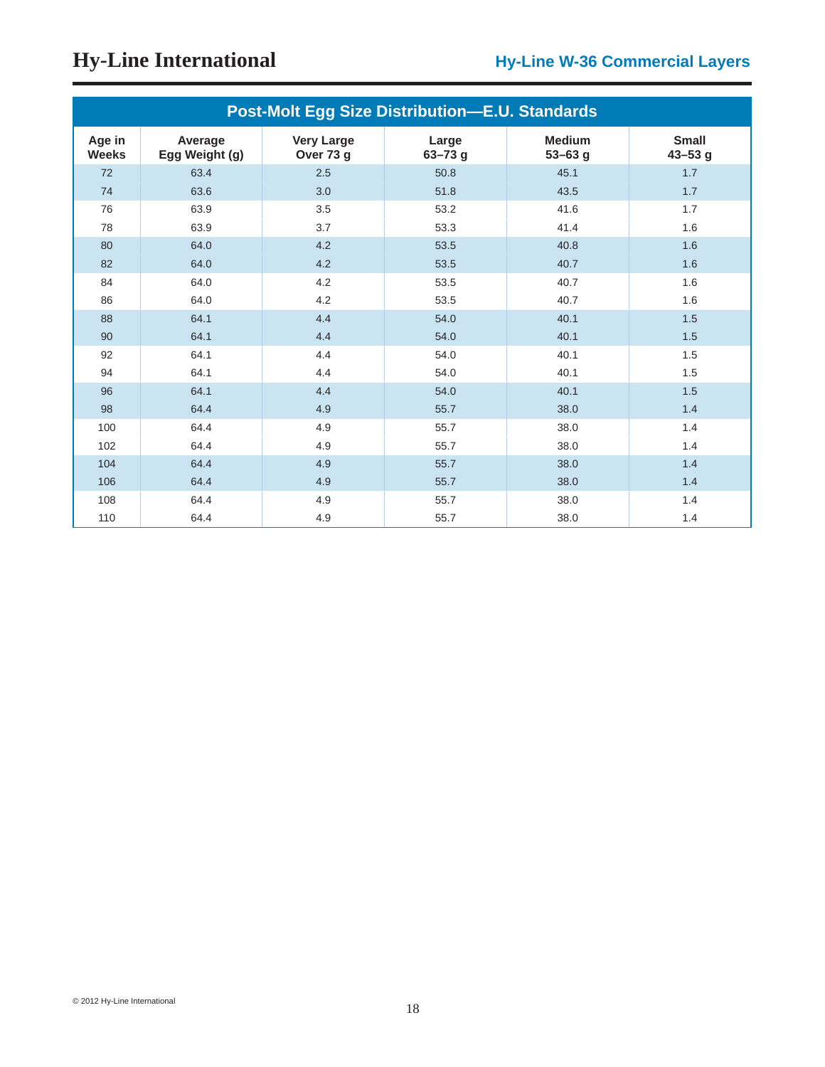## Post-Molt Egg Size Distribution—E.U. Standards

| Age in Weeks | Average Egg Weight (g) | Very Large Over 73 g | Large 63–73 g | Medium 53–63 g | Small 43–53 g |
|---|---|---|---|---|---|
| 72 | 63.4 | 2.5 | 50.8 | 45.1 | 1.7 |
| 74 | 63.6 | 3.0 | 51.8 | 43.5 | 1.7 |
| 76 | 63.9 | 3.5 | 53.2 | 41.6 | 1.7 |
| 78 | 63.9 | 3.7 | 53.3 | 41.4 | 1.6 |
| 80 | 64.0 | 4.2 | 53.5 | 40.8 | 1.6 |
| 82 | 64.0 | 4.2 | 53.5 | 40.7 | 1.6 |
| 84 | 64.0 | 4.2 | 53.5 | 40.7 | 1.6 |
| 86 | 64.0 | 4.2 | 53.5 | 40.7 | 1.6 |
| 88 | 64.1 | 4.4 | 54.0 | 40.1 | 1.5 |
| 90 | 64.1 | 4.4 | 54.0 | 40.1 | 1.5 |
| 92 | 64.1 | 4.4 | 54.0 | 40.1 | 1.5 |
| 94 | 64.1 | 4.4 | 54.0 | 40.1 | 1.5 |
| 96 | 64.1 | 4.4 | 54.0 | 40.1 | 1.5 |
| 98 | 64.4 | 4.9 | 55.7 | 38.0 | 1.4 |
| 100 | 64.4 | 4.9 | 55.7 | 38.0 | 1.4 |
| 102 | 64.4 | 4.9 | 55.7 | 38.0 | 1.4 |
| 104 | 64.4 | 4.9 | 55.7 | 38.0 | 1.4 |
| 106 | 64.4 | 4.9 | 55.7 | 38.0 | 1.4 |
| 108 | 64.4 | 4.9 | 55.7 | 38.0 | 1.4 |
| 110 | 64.4 | 4.9 | 55.7 | 38.0 | 1.4 |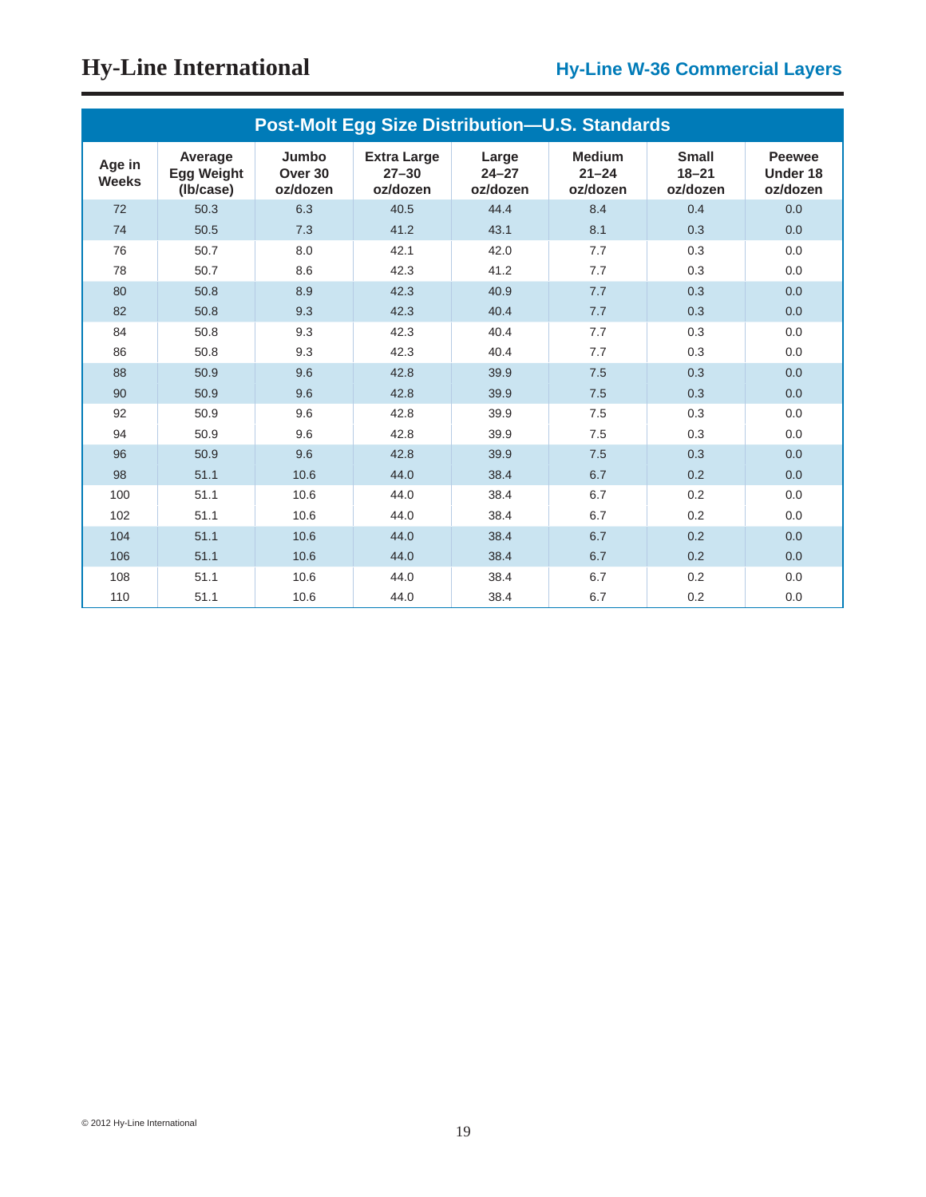## Post-Molt Egg Size Distribution—U.S. Standards

| Age in Weeks | Average Egg Weight (lb/case) | Jumbo Over 30 oz/dozen | Extra Large 27–30 oz/dozen | Large 24–27 oz/dozen | Medium 21–24 oz/dozen | Small 18–21 oz/dozen | Peewee Under 18 oz/dozen |
|---|---|---|---|---|---|---|---|
| 72 | 50.3 | 6.3 | 40.5 | 44.4 | 8.4 | 0.4 | 0.0 |
| 74 | 50.5 | 7.3 | 41.2 | 43.1 | 8.1 | 0.3 | 0.0 |
| 76 | 50.7 | 8.0 | 42.1 | 42.0 | 7.7 | 0.3 | 0.0 |
| 78 | 50.7 | 8.6 | 42.3 | 41.2 | 7.7 | 0.3 | 0.0 |
| 80 | 50.8 | 8.9 | 42.3 | 40.9 | 7.7 | 0.3 | 0.0 |
| 82 | 50.8 | 9.3 | 42.3 | 40.4 | 7.7 | 0.3 | 0.0 |
| 84 | 50.8 | 9.3 | 42.3 | 40.4 | 7.7 | 0.3 | 0.0 |
| 86 | 50.8 | 9.3 | 42.3 | 40.4 | 7.7 | 0.3 | 0.0 |
| 88 | 50.9 | 9.6 | 42.8 | 39.9 | 7.5 | 0.3 | 0.0 |
| 90 | 50.9 | 9.6 | 42.8 | 39.9 | 7.5 | 0.3 | 0.0 |
| 92 | 50.9 | 9.6 | 42.8 | 39.9 | 7.5 | 0.3 | 0.0 |
| 94 | 50.9 | 9.6 | 42.8 | 39.9 | 7.5 | 0.3 | 0.0 |
| 96 | 50.9 | 9.6 | 42.8 | 39.9 | 7.5 | 0.3 | 0.0 |
| 98 | 51.1 | 10.6 | 44.0 | 38.4 | 6.7 | 0.2 | 0.0 |
| 100 | 51.1 | 10.6 | 44.0 | 38.4 | 6.7 | 0.2 | 0.0 |
| 102 | 51.1 | 10.6 | 44.0 | 38.4 | 6.7 | 0.2 | 0.0 |
| 104 | 51.1 | 10.6 | 44.0 | 38.4 | 6.7 | 0.2 | 0.0 |
| 106 | 51.1 | 10.6 | 44.0 | 38.4 | 6.7 | 0.2 | 0.0 |
| 108 | 51.1 | 10.6 | 44.0 | 38.4 | 6.7 | 0.2 | 0.0 |
| 110 | 51.1 | 10.6 | 44.0 | 38.4 | 6.7 | 0.2 | 0.0 |

© 2012 Hy-Line International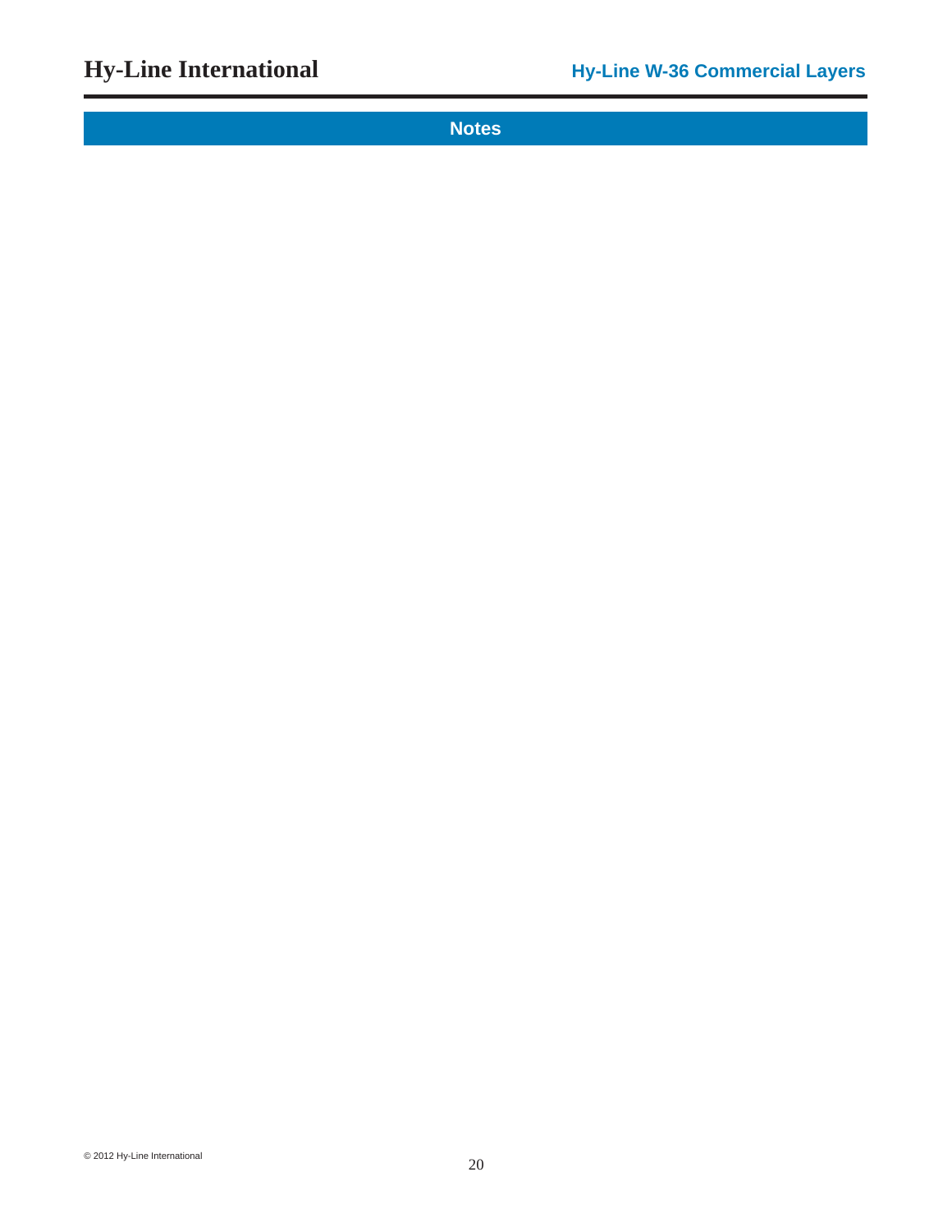## Notes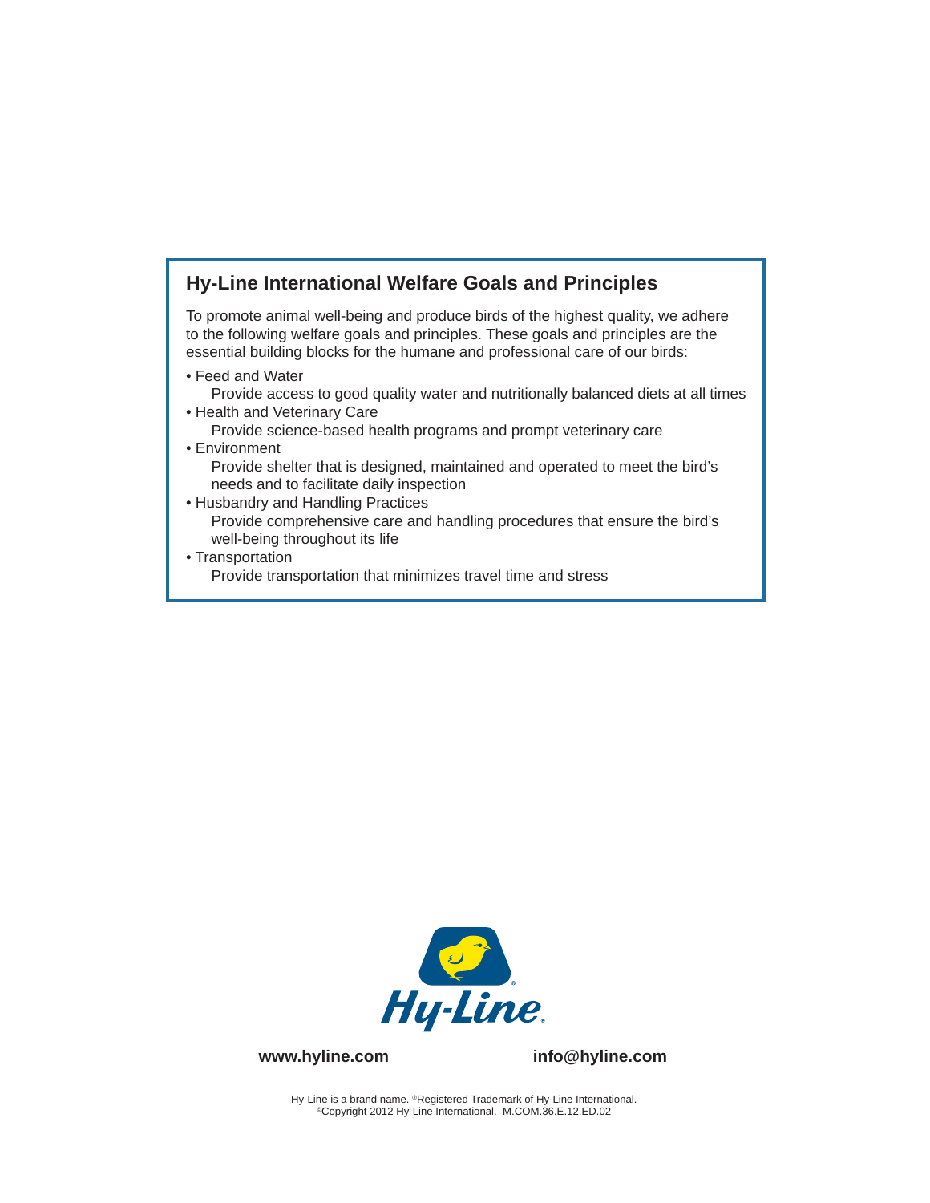## Hy-Line International Welfare Goals and Principles

To promote animal well-being and produce birds of the highest quality, we adhere to the following welfare goals and principles. These goals and principles are the essential building blocks for the humane and professional care of our birds:

- Feed and Water
  Provide access to good quality water and nutritionally balanced diets at all times
- Health and Veterinary Care
  Provide science-based health programs and prompt veterinary care
- Environment
  Provide shelter that is designed, maintained and operated to meet the bird's needs and to facilitate daily inspection
- Husbandry and Handling Practices
  Provide comprehensive care and handling procedures that ensure the bird's well-being throughout its life
- Transportation
  Provide transportation that minimizes travel time and stress

Hy-Line®

**www.hyline.com** **info@hyline.com**

Hy-Line is a brand name. ®Registered Trademark of Hy-Line International.
©Copyright 2012 Hy-Line International. M.COM.36.E.12.ED.02